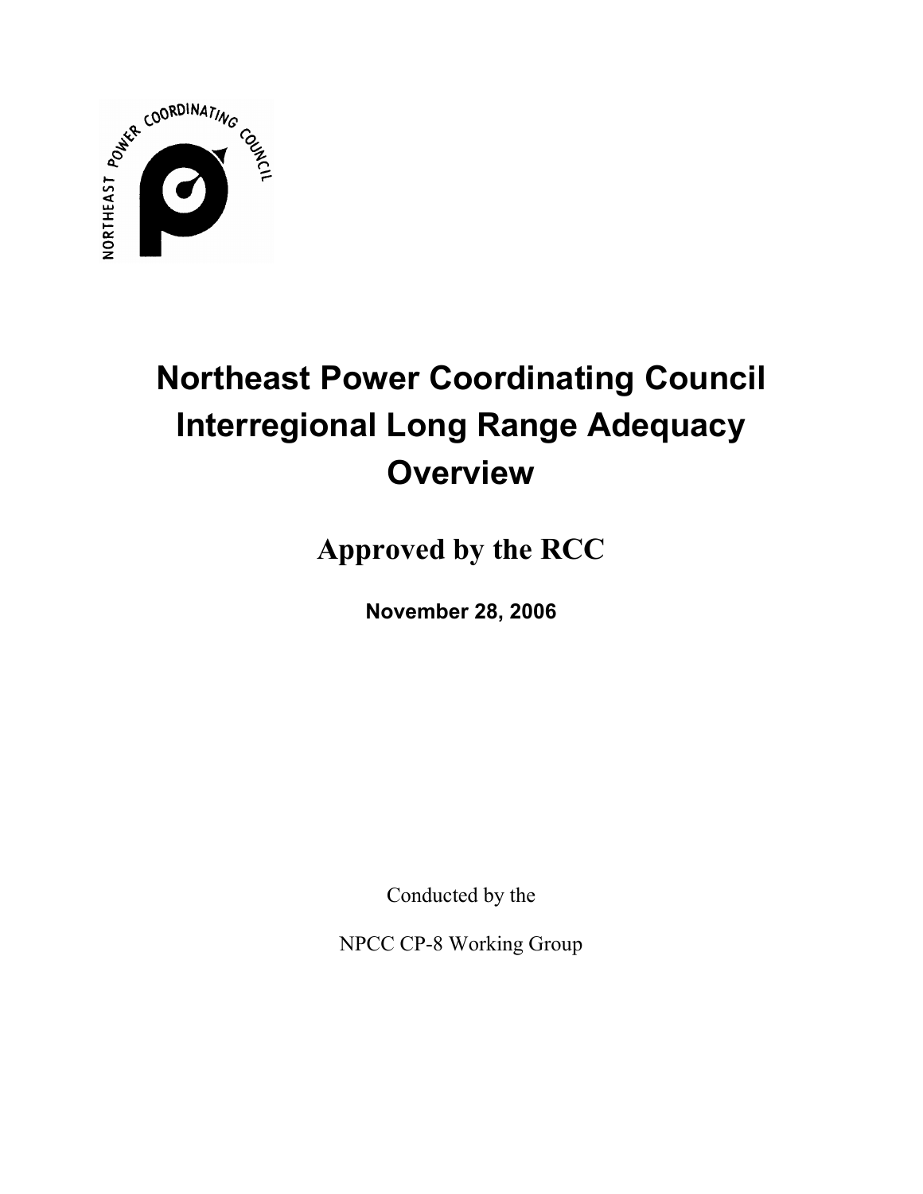# Northeast Power Coordinating Council Interregional Long Range Adequacy Overview

## Approved by the RCC

**November 28, 2006**

Conducted by the

NPCC CP-8 Working Group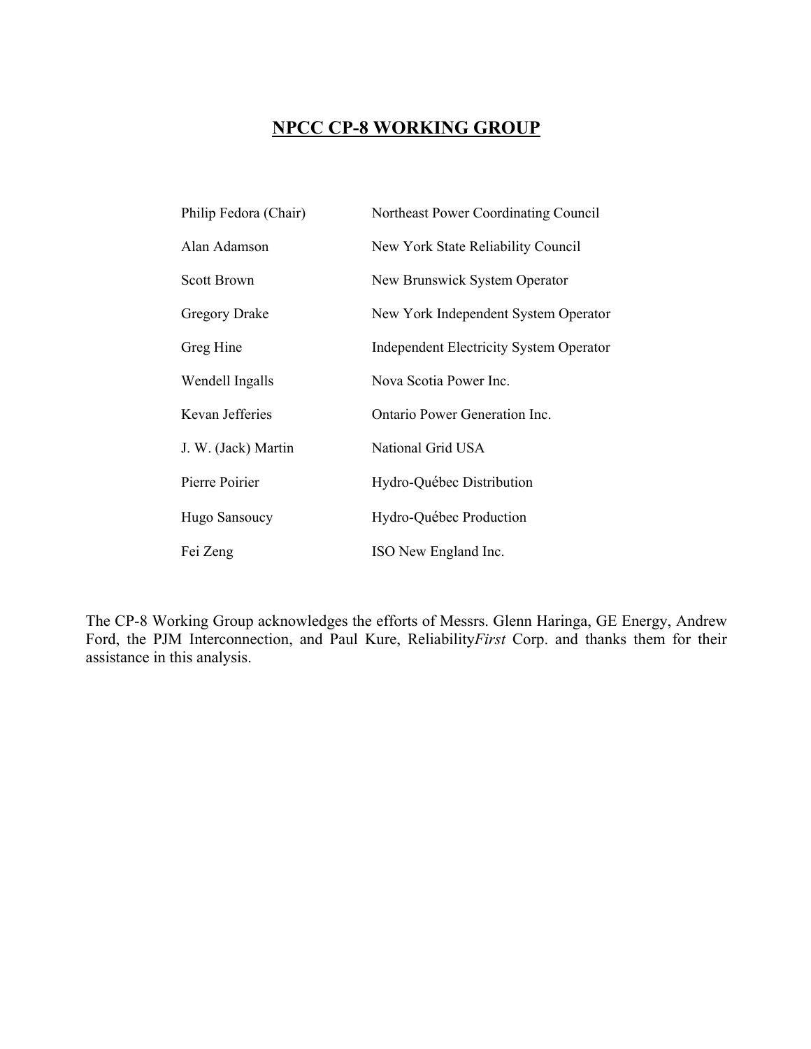## NPCC CP-8 WORKING GROUP

| | |
|---|---|
| Philip Fedora (Chair) | Northeast Power Coordinating Council |
| Alan Adamson | New York State Reliability Council |
| Scott Brown | New Brunswick System Operator |
| Gregory Drake | New York Independent System Operator |
| Greg Hine | Independent Electricity System Operator |
| Wendell Ingalls | Nova Scotia Power Inc. |
| Kevan Jefferies | Ontario Power Generation Inc. |
| J. W. (Jack) Martin | National Grid USA |
| Pierre Poirier | Hydro-Québec Distribution |
| Hugo Sansoucy | Hydro-Québec Production |
| Fei Zeng | ISO New England Inc. |

The CP-8 Working Group acknowledges the efforts of Messrs. Glenn Haringa, GE Energy, Andrew Ford, the PJM Interconnection, and Paul Kure, Reliability*First* Corp. and thanks them for their assistance in this analysis.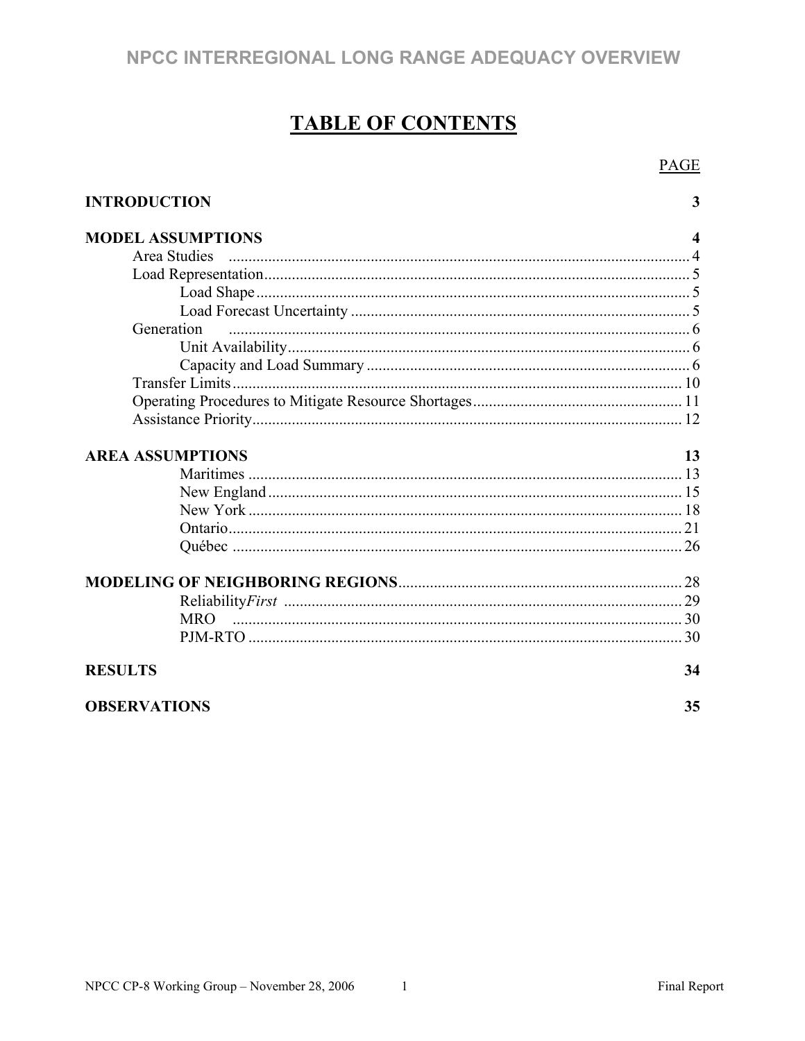# TABLE OF CONTENTS

| | PAGE |
|---|---|
| **INTRODUCTION** | **3** |
| **MODEL ASSUMPTIONS** | **4** |
| Area Studies | 4 |
| Load Representation | 5 |
| Load Shape | 5 |
| Load Forecast Uncertainty | 5 |
| Generation | 6 |
| Unit Availability | 6 |
| Capacity and Load Summary | 6 |
| Transfer Limits | 10 |
| Operating Procedures to Mitigate Resource Shortages | 11 |
| Assistance Priority | 12 |
| **AREA ASSUMPTIONS** | **13** |
| Maritimes | 13 |
| New England | 15 |
| New York | 18 |
| Ontario | 21 |
| Québec | 26 |
| **MODELING OF NEIGHBORING REGIONS** | 28 |
| Reliability*First* | 29 |
| MRO | 30 |
| PJM-RTO | 30 |
| **RESULTS** | **34** |
| **OBSERVATIONS** | **35** |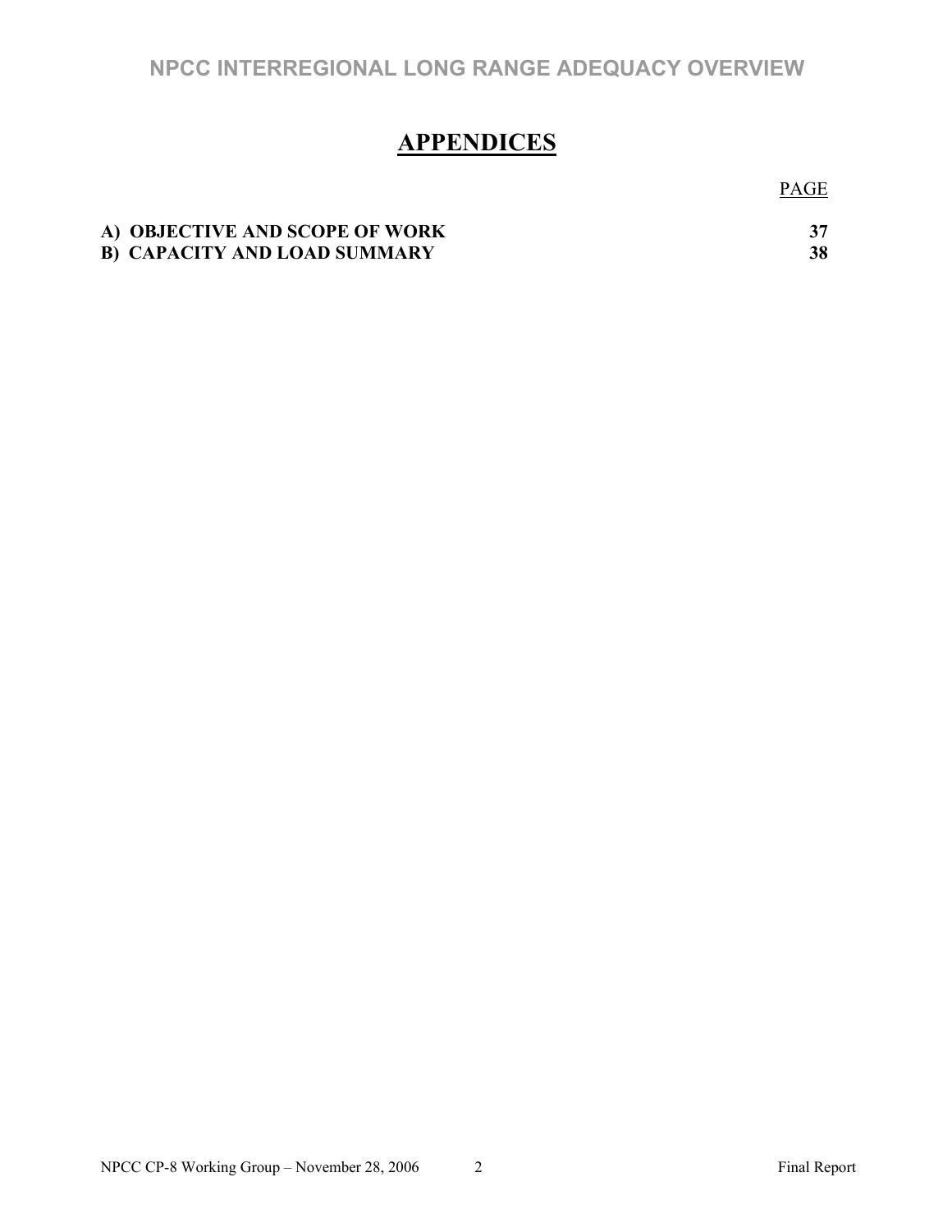# APPENDICES

| | PAGE |
|---|---|
| **A) OBJECTIVE AND SCOPE OF WORK** | **37** |
| **B) CAPACITY AND LOAD SUMMARY** | **38** |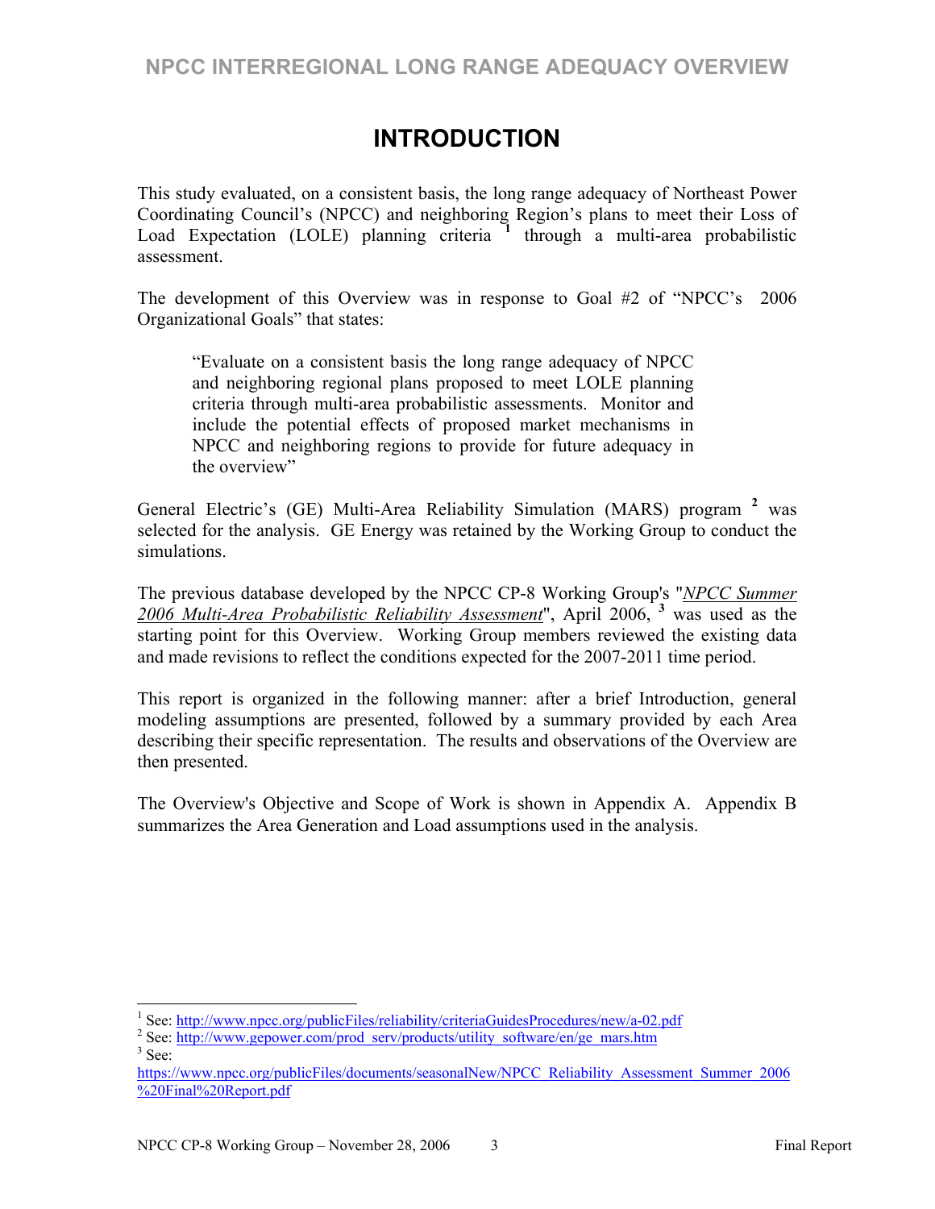# INTRODUCTION

This study evaluated, on a consistent basis, the long range adequacy of Northeast Power Coordinating Council's (NPCC) and neighboring Region's plans to meet their Loss of Load Expectation (LOLE) planning criteria [1] through a multi-area probabilistic assessment.

The development of this Overview was in response to Goal #2 of "NPCC's 2006 Organizational Goals" that states:

> "Evaluate on a consistent basis the long range adequacy of NPCC and neighboring regional plans proposed to meet LOLE planning criteria through multi-area probabilistic assessments. Monitor and include the potential effects of proposed market mechanisms in NPCC and neighboring regions to provide for future adequacy in the overview"

General Electric's (GE) Multi-Area Reliability Simulation (MARS) program [2] was selected for the analysis. GE Energy was retained by the Working Group to conduct the simulations.

The previous database developed by the NPCC CP-8 Working Group's "*NPCC Summer 2006 Multi-Area Probabilistic Reliability Assessment*", April 2006, [3] was used as the starting point for this Overview. Working Group members reviewed the existing data and made revisions to reflect the conditions expected for the 2007-2011 time period.

This report is organized in the following manner: after a brief Introduction, general modeling assumptions are presented, followed by a summary provided by each Area describing their specific representation. The results and observations of the Overview are then presented.

The Overview's Objective and Scope of Work is shown in Appendix A. Appendix B summarizes the Area Generation and Load assumptions used in the analysis.

---

[1] See: http://www.npcc.org/publicFiles/reliability/criteriaGuidesProcedures/new/a-02.pdf

[2] See: http://www.gepower.com/prod_serv/products/utility_software/en/ge_mars.htm

[3] See: https://www.npcc.org/publicFiles/documents/seasonalNew/NPCC_Reliability_Assessment_Summer_2006%20Final%20Report.pdf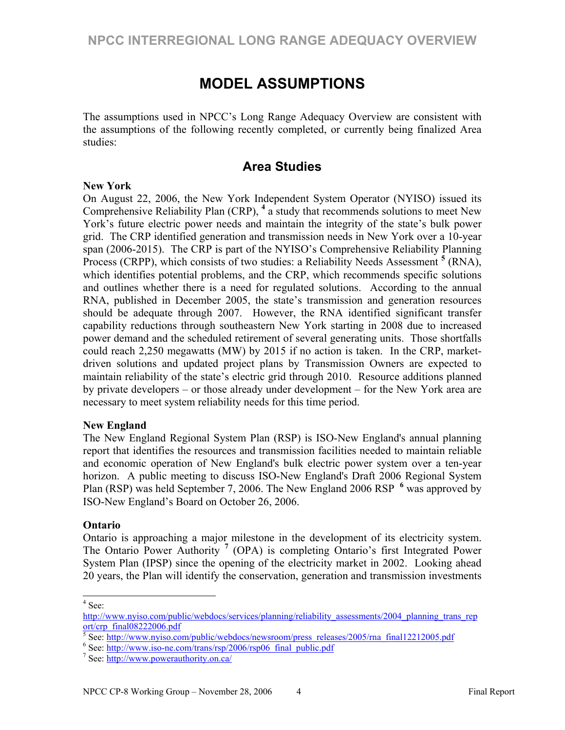# MODEL ASSUMPTIONS

The assumptions used in NPCC's Long Range Adequacy Overview are consistent with the assumptions of the following recently completed, or currently being finalized Area studies:

## Area Studies

**New York**

On August 22, 2006, the New York Independent System Operator (NYISO) issued its Comprehensive Reliability Plan (CRP), [4] a study that recommends solutions to meet New York's future electric power needs and maintain the integrity of the state's bulk power grid. The CRP identified generation and transmission needs in New York over a 10-year span (2006-2015). The CRP is part of the NYISO's Comprehensive Reliability Planning Process (CRPP), which consists of two studies: a Reliability Needs Assessment [5] (RNA), which identifies potential problems, and the CRP, which recommends specific solutions and outlines whether there is a need for regulated solutions. According to the annual RNA, published in December 2005, the state's transmission and generation resources should be adequate through 2007. However, the RNA identified significant transfer capability reductions through southeastern New York starting in 2008 due to increased power demand and the scheduled retirement of several generating units. Those shortfalls could reach 2,250 megawatts (MW) by 2015 if no action is taken. In the CRP, market-driven solutions and updated project plans by Transmission Owners are expected to maintain reliability of the state's electric grid through 2010. Resource additions planned by private developers – or those already under development – for the New York area are necessary to meet system reliability needs for this time period.

**New England**

The New England Regional System Plan (RSP) is ISO-New England's annual planning report that identifies the resources and transmission facilities needed to maintain reliable and economic operation of New England's bulk electric power system over a ten-year horizon. A public meeting to discuss ISO-New England's Draft 2006 Regional System Plan (RSP) was held September 7, 2006. The New England 2006 RSP [6] was approved by ISO-New England's Board on October 26, 2006.

**Ontario**

Ontario is approaching a major milestone in the development of its electricity system. The Ontario Power Authority [7] (OPA) is completing Ontario's first Integrated Power System Plan (IPSP) since the opening of the electricity market in 2002. Looking ahead 20 years, the Plan will identify the conservation, generation and transmission investments

---

[4] See: http://www.nyiso.com/public/webdocs/services/planning/reliability_assessments/2004_planning_trans_report/crp_final08222006.pdf

[5] See: http://www.nyiso.com/public/webdocs/newsroom/press_releases/2005/rna_final12212005.pdf

[6] See: http://www.iso-ne.com/trans/rsp/2006/rsp06_final_public.pdf

[7] See: http://www.powerauthority.on.ca/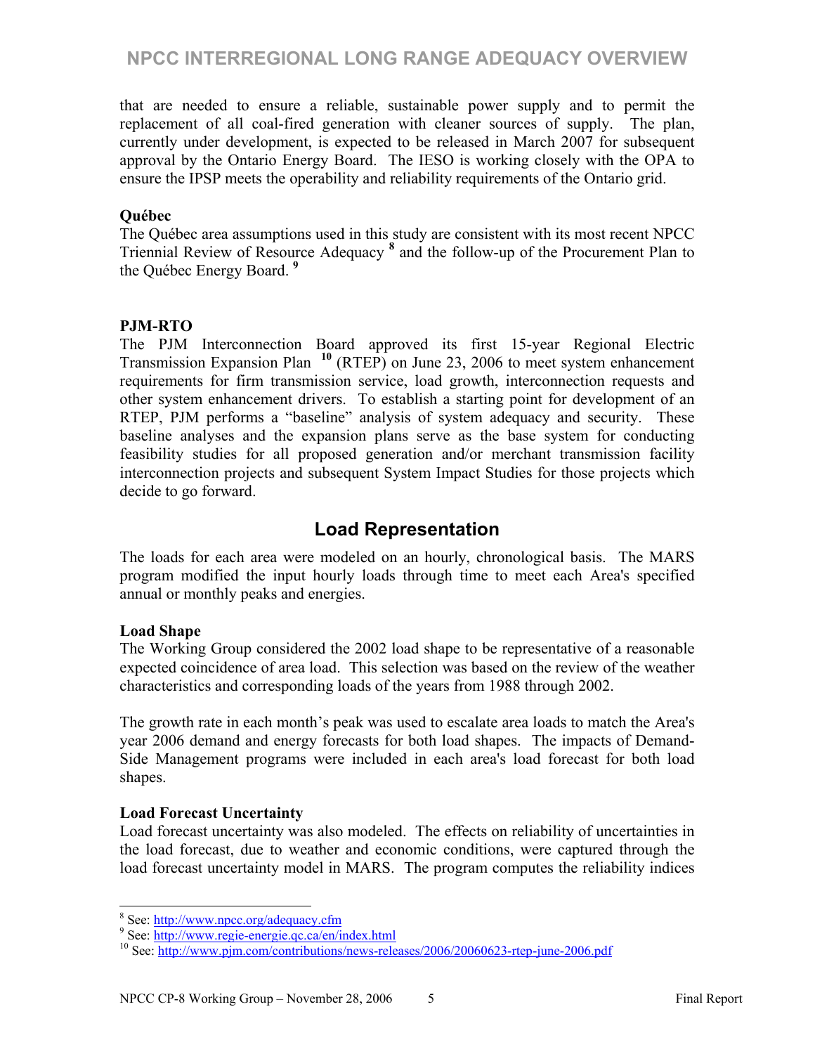that are needed to ensure a reliable, sustainable power supply and to permit the replacement of all coal-fired generation with cleaner sources of supply. The plan, currently under development, is expected to be released in March 2007 for subsequent approval by the Ontario Energy Board. The IESO is working closely with the OPA to ensure the IPSP meets the operability and reliability requirements of the Ontario grid.

**Québec**

The Québec area assumptions used in this study are consistent with its most recent NPCC Triennial Review of Resource Adequacy [8] and the follow-up of the Procurement Plan to the Québec Energy Board. [9]

**PJM-RTO**

The PJM Interconnection Board approved its first 15-year Regional Electric Transmission Expansion Plan [10] (RTEP) on June 23, 2006 to meet system enhancement requirements for firm transmission service, load growth, interconnection requests and other system enhancement drivers. To establish a starting point for development of an RTEP, PJM performs a "baseline" analysis of system adequacy and security. These baseline analyses and the expansion plans serve as the base system for conducting feasibility studies for all proposed generation and/or merchant transmission facility interconnection projects and subsequent System Impact Studies for those projects which decide to go forward.

## Load Representation

The loads for each area were modeled on an hourly, chronological basis. The MARS program modified the input hourly loads through time to meet each Area's specified annual or monthly peaks and energies.

**Load Shape**

The Working Group considered the 2002 load shape to be representative of a reasonable expected coincidence of area load. This selection was based on the review of the weather characteristics and corresponding loads of the years from 1988 through 2002.

The growth rate in each month's peak was used to escalate area loads to match the Area's year 2006 demand and energy forecasts for both load shapes. The impacts of Demand-Side Management programs were included in each area's load forecast for both load shapes.

**Load Forecast Uncertainty**

Load forecast uncertainty was also modeled. The effects on reliability of uncertainties in the load forecast, due to weather and economic conditions, were captured through the load forecast uncertainty model in MARS. The program computes the reliability indices

---

[8] See: http://www.npcc.org/adequacy.cfm

[9] See: http://www.regie-energie.qc.ca/en/index.html

[10] See: http://www.pjm.com/contributions/news-releases/2006/20060623-rtep-june-2006.pdf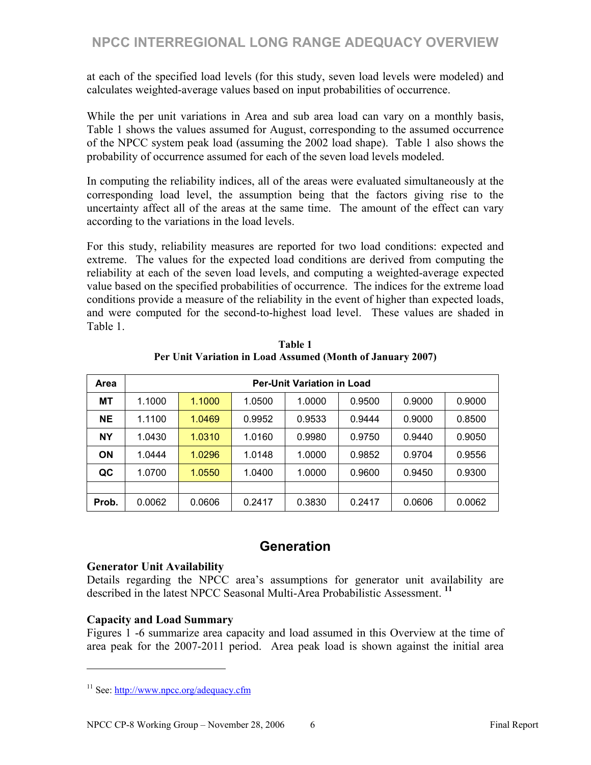at each of the specified load levels (for this study, seven load levels were modeled) and calculates weighted-average values based on input probabilities of occurrence.

While the per unit variations in Area and sub area load can vary on a monthly basis, Table 1 shows the values assumed for August, corresponding to the assumed occurrence of the NPCC system peak load (assuming the 2002 load shape). Table 1 also shows the probability of occurrence assumed for each of the seven load levels modeled.

In computing the reliability indices, all of the areas were evaluated simultaneously at the corresponding load level, the assumption being that the factors giving rise to the uncertainty affect all of the areas at the same time. The amount of the effect can vary according to the variations in the load levels.

For this study, reliability measures are reported for two load conditions: expected and extreme. The values for the expected load conditions are derived from computing the reliability at each of the seven load levels, and computing a weighted-average expected value based on the specified probabilities of occurrence. The indices for the extreme load conditions provide a measure of the reliability in the event of higher than expected loads, and were computed for the second-to-highest load level. These values are shaded in Table 1.

**Table 1**
**Per Unit Variation in Load Assumed (Month of January 2007)**

| Area | Per-Unit Variation in Load | | | | | | |
|---|---|---|---|---|---|---|---|
| **MT** | 1.1000 | 1.1000 | 1.0500 | 1.0000 | 0.9500 | 0.9000 | 0.9000 |
| **NE** | 1.1100 | 1.0469 | 0.9952 | 0.9533 | 0.9444 | 0.9000 | 0.8500 |
| **NY** | 1.0430 | 1.0310 | 1.0160 | 0.9980 | 0.9750 | 0.9440 | 0.9050 |
| **ON** | 1.0444 | 1.0296 | 1.0148 | 1.0000 | 0.9852 | 0.9704 | 0.9556 |
| **QC** | 1.0700 | 1.0550 | 1.0400 | 1.0000 | 0.9600 | 0.9450 | 0.9300 |
| | | | | | | | |
| **Prob.** | 0.0062 | 0.0606 | 0.2417 | 0.3830 | 0.2417 | 0.0606 | 0.0062 |

## Generation

### Generator Unit Availability

Details regarding the NPCC area's assumptions for generator unit availability are described in the latest NPCC Seasonal Multi-Area Probabilistic Assessment. [11]

### Capacity and Load Summary

Figures 1 -6 summarize area capacity and load assumed in this Overview at the time of area peak for the 2007-2011 period. Area peak load is shown against the initial area

[11] See: http://www.npcc.org/adequacy.cfm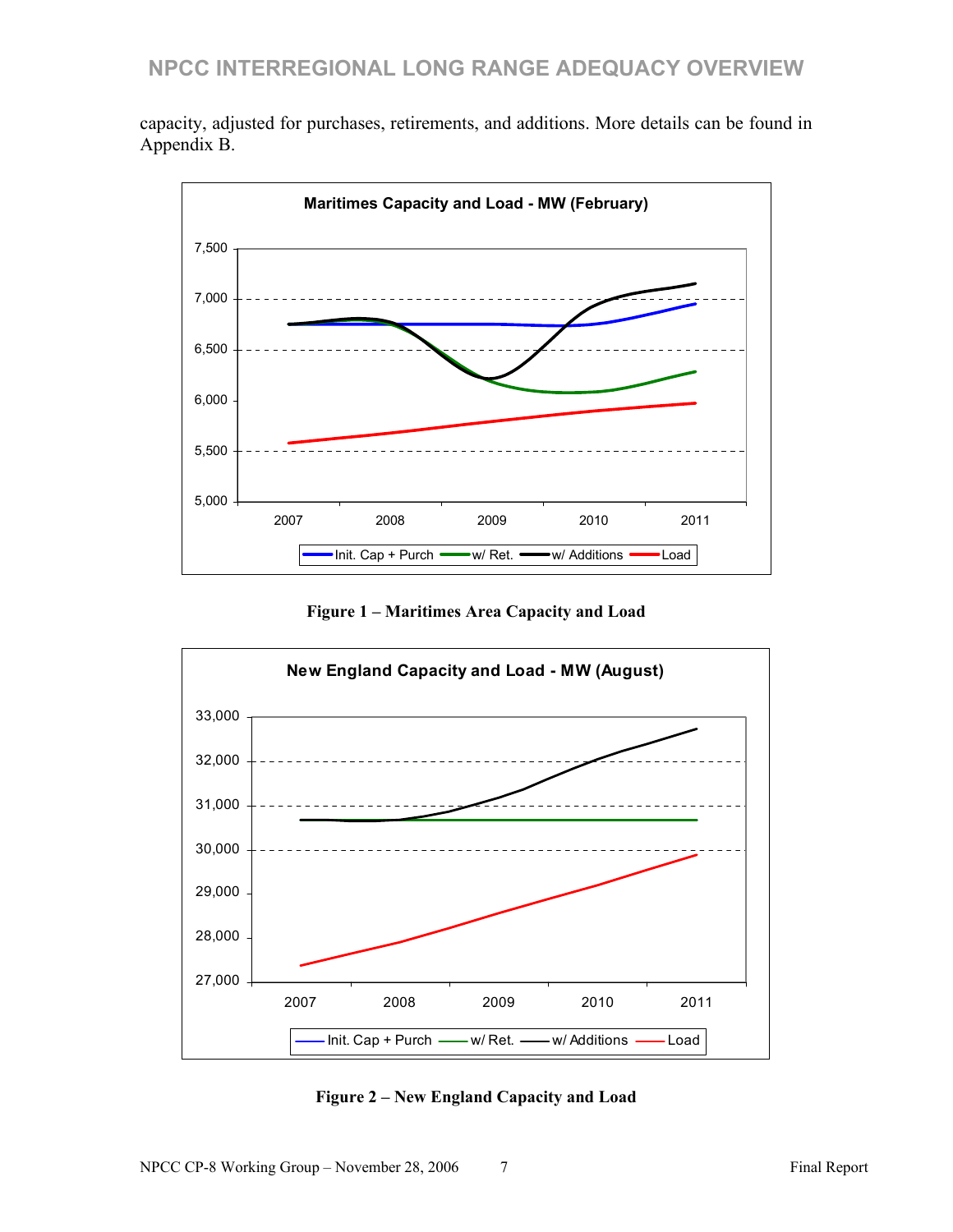capacity, adjusted for purchases, retirements, and additions. More details can be found in Appendix B.

**Figure 1 – Maritimes Area Capacity and Load**

**Figure 2 – New England Capacity and Load**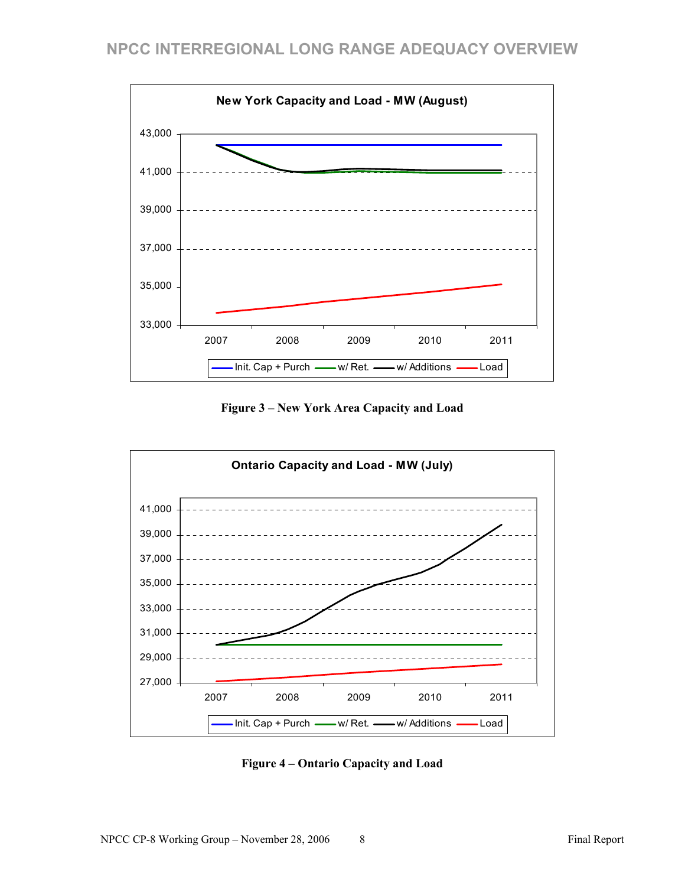Figure 3 – New York Area Capacity and Load

Figure 4 – Ontario Capacity and Load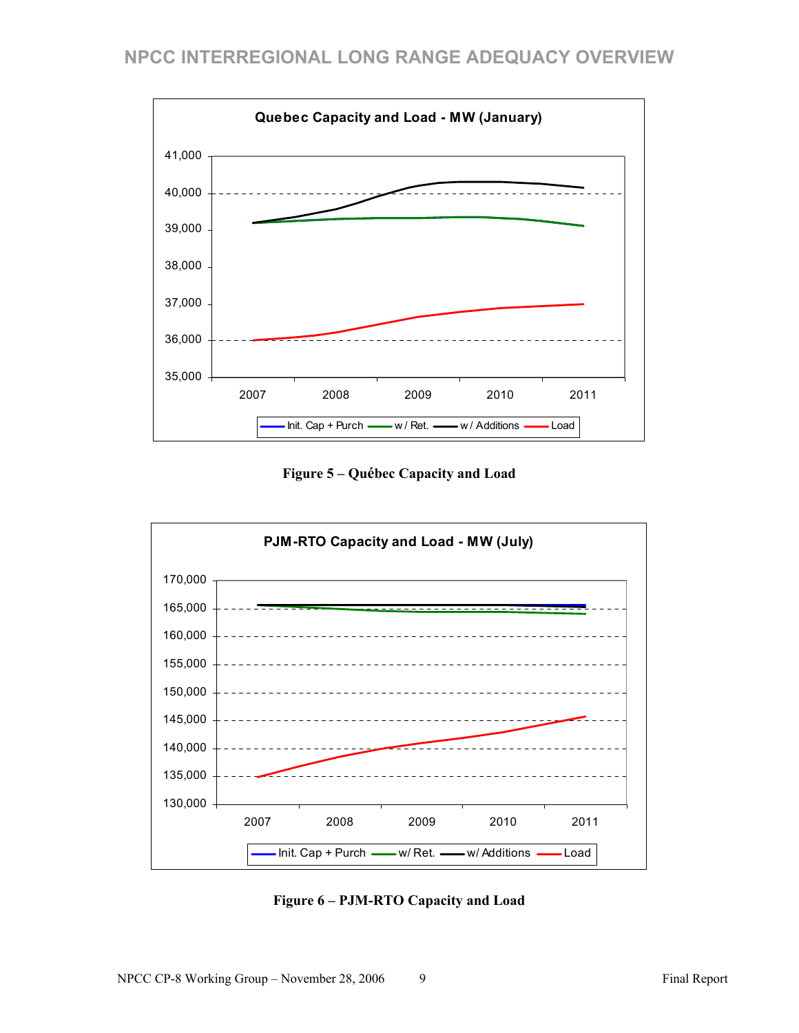Figure 5 – Québec Capacity and Load

Figure 6 – PJM-RTO Capacity and Load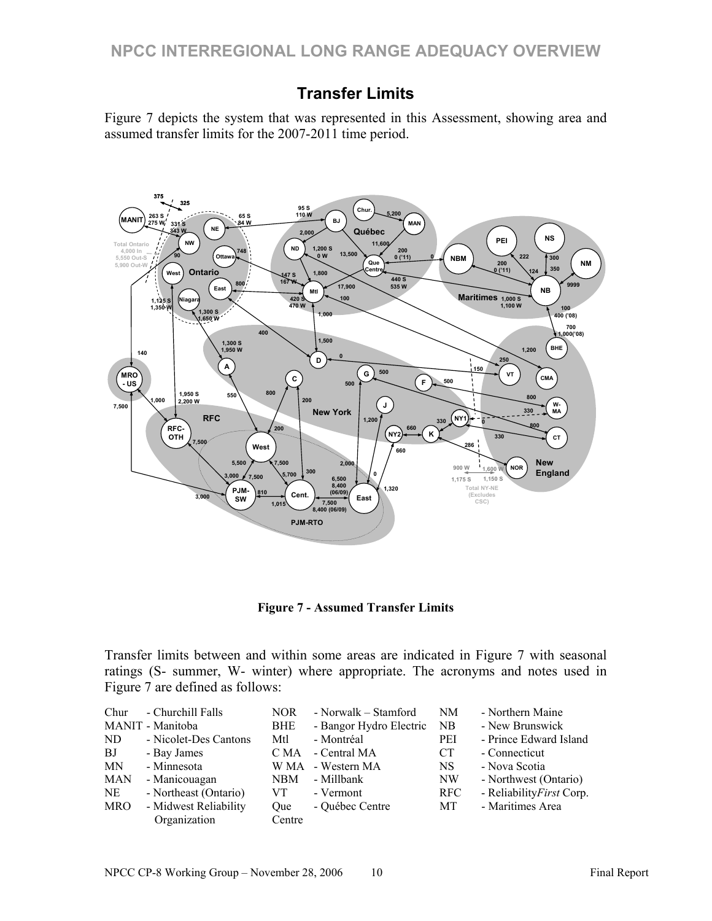## Transfer Limits

Figure 7 depicts the system that was represented in this Assessment, showing area and assumed transfer limits for the 2007-2011 time period.

**Figure 7 - Assumed Transfer Limits**

Transfer limits between and within some areas are indicated in Figure 7 with seasonal ratings (S- summer, W- winter) where appropriate. The acronyms and notes used in Figure 7 are defined as follows:

| | | | | | |
|---|---|---|---|---|---|
| Chur | - Churchill Falls | NOR | - Norwalk – Stamford | NM | - Northern Maine |
| MANIT | - Manitoba | BHE | - Bangor Hydro Electric | NB | - New Brunswick |
| ND | - Nicolet-Des Cantons | Mtl | - Montréal | PEI | - Prince Edward Island |
| BJ | - Bay James | C MA | - Central MA | CT | - Connecticut |
| MN | - Minnesota | W MA | - Western MA | NS | - Nova Scotia |
| MAN | - Manicouagan | NBM | - Millbank | NW | - Northwest (Ontario) |
| NE | - Northeast (Ontario) | VT | - Vermont | RFC | - Reliability*First* Corp. |
| MRO | - Midwest Reliability Organization | Que Centre | - Québec Centre | MT | - Maritimes Area |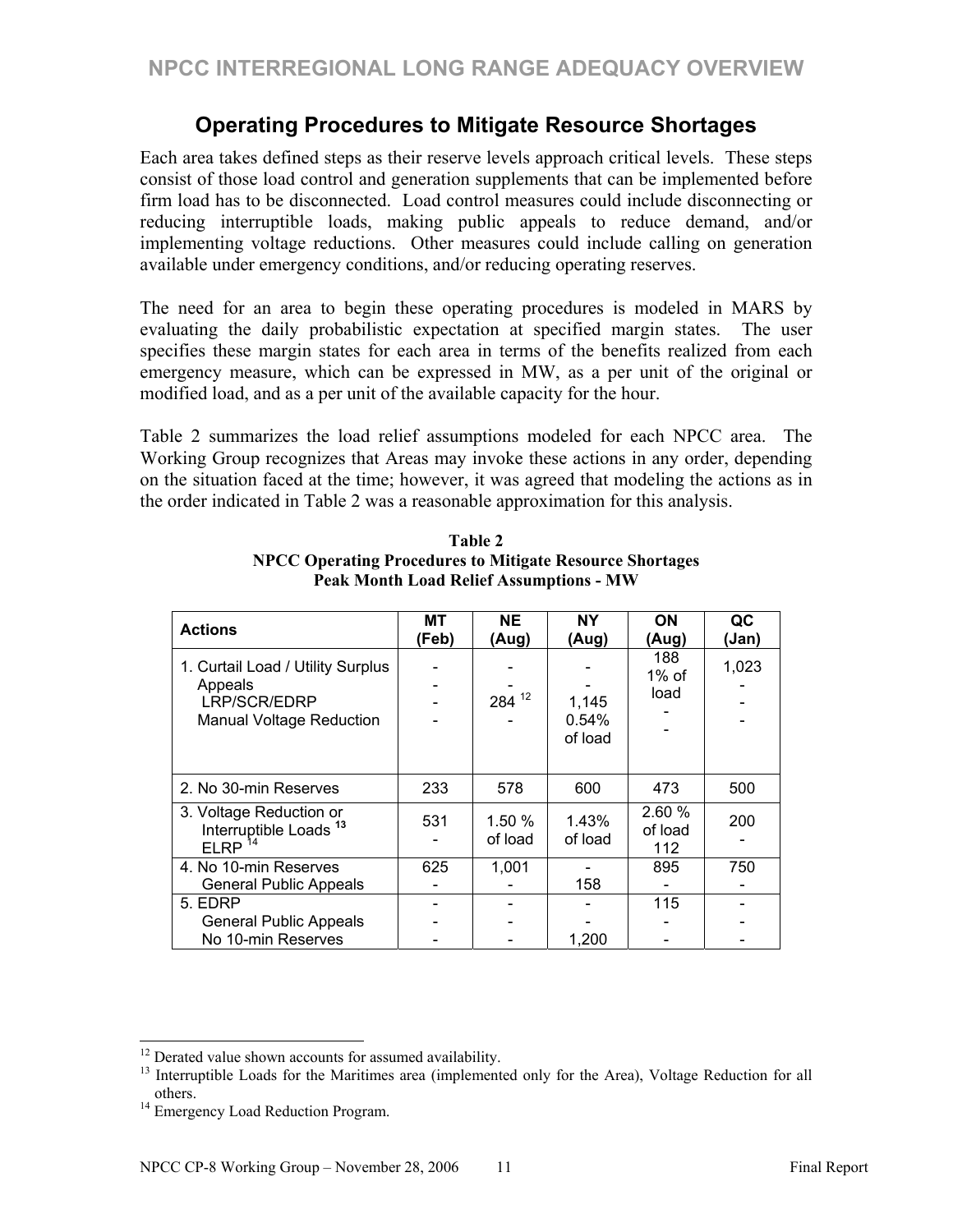## Operating Procedures to Mitigate Resource Shortages

Each area takes defined steps as their reserve levels approach critical levels. These steps consist of those load control and generation supplements that can be implemented before firm load has to be disconnected. Load control measures could include disconnecting or reducing interruptible loads, making public appeals to reduce demand, and/or implementing voltage reductions. Other measures could include calling on generation available under emergency conditions, and/or reducing operating reserves.

The need for an area to begin these operating procedures is modeled in MARS by evaluating the daily probabilistic expectation at specified margin states. The user specifies these margin states for each area in terms of the benefits realized from each emergency measure, which can be expressed in MW, as a per unit of the original or modified load, and as a per unit of the available capacity for the hour.

Table 2 summarizes the load relief assumptions modeled for each NPCC area. The Working Group recognizes that Areas may invoke these actions in any order, depending on the situation faced at the time; however, it was agreed that modeling the actions as in the order indicated in Table 2 was a reasonable approximation for this analysis.

**Table 2**
**NPCC Operating Procedures to Mitigate Resource Shortages**
**Peak Month Load Relief Assumptions - MW**

| Actions | MT (Feb) | NE (Aug) | NY (Aug) | ON (Aug) | QC (Jan) |
|---|---|---|---|---|---|
| 1. Curtail Load / Utility Surplus | - | - | - | 188 | 1,023 |
| Appeals | - | - | - | 1% of load | - |
| LRP/SCR/EDRP | - | 284 [12] | 1,145 | - | - |
| Manual Voltage Reduction | - | - | 0.54% of load | - | - |
| 2. No 30-min Reserves | 233 | 578 | 600 | 473 | 500 |
| 3. Voltage Reduction or Interruptible Loads [13] | 531 | 1.50 % of load | 1.43% of load | 2.60 % of load | 200 |
| ELRP [14] | - | | | 112 | - |
| 4. No 10-min Reserves | 625 | 1,001 | - | 895 | 750 |
| General Public Appeals | - | - | 158 | - | - |
| 5. EDRP | - | - | - | 115 | - |
| General Public Appeals | - | - | - | - | - |
| No 10-min Reserves | - | - | 1,200 | - | - |

[12] Derated value shown accounts for assumed availability.

[13] Interruptible Loads for the Maritimes area (implemented only for the Area), Voltage Reduction for all others.

[14] Emergency Load Reduction Program.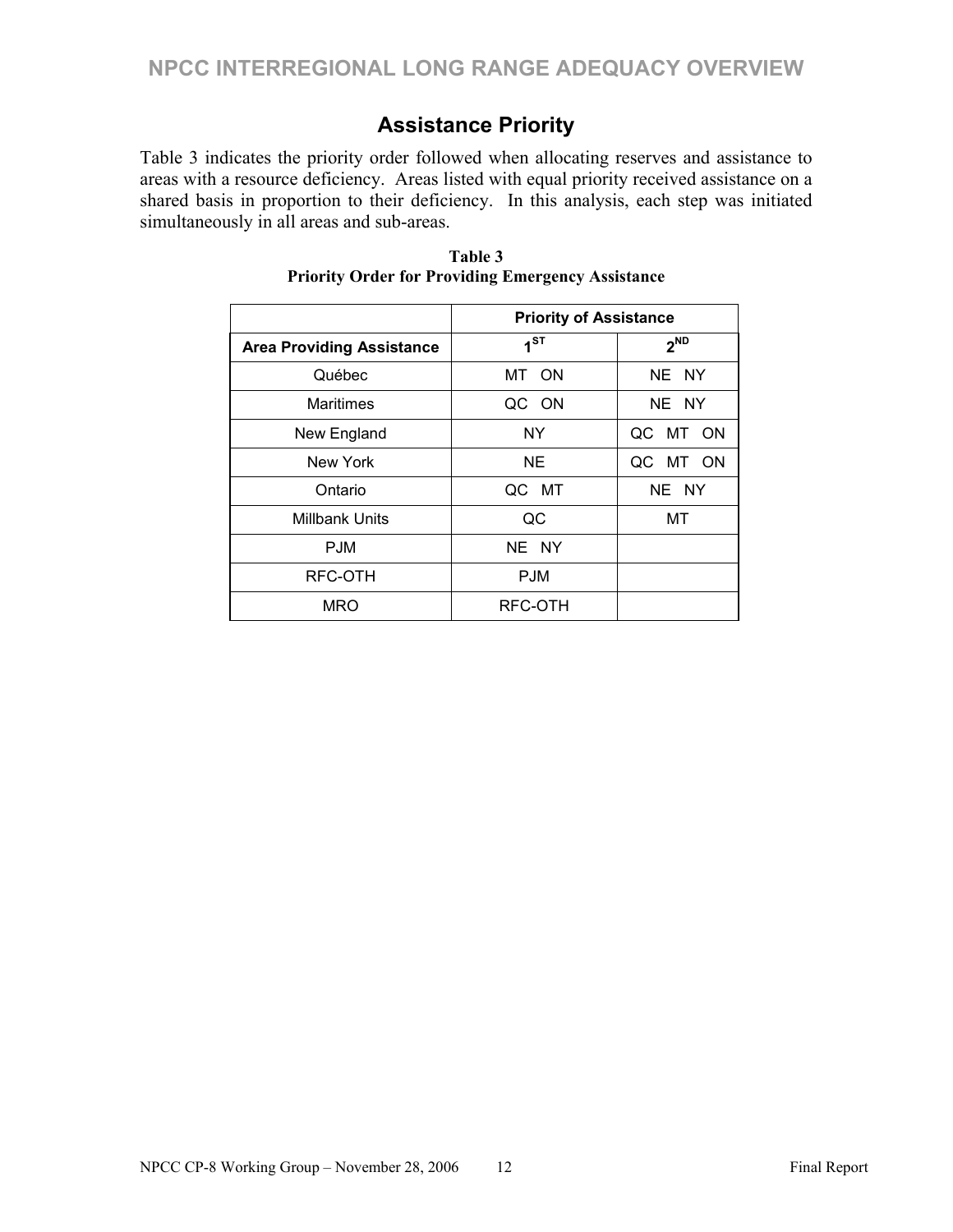## Assistance Priority

Table 3 indicates the priority order followed when allocating reserves and assistance to areas with a resource deficiency. Areas listed with equal priority received assistance on a shared basis in proportion to their deficiency. In this analysis, each step was initiated simultaneously in all areas and sub-areas.

**Table 3**
**Priority Order for Providing Emergency Assistance**

| | Priority of Assistance | |
|---|---|---|
| **Area Providing Assistance** | **1ST** | **2ND** |
| Québec | MT ON | NE NY |
| Maritimes | QC ON | NE NY |
| New England | NY | QC MT ON |
| New York | NE | QC MT ON |
| Ontario | QC MT | NE NY |
| Millbank Units | QC | MT |
| PJM | NE NY | |
| RFC-OTH | PJM | |
| MRO | RFC-OTH | |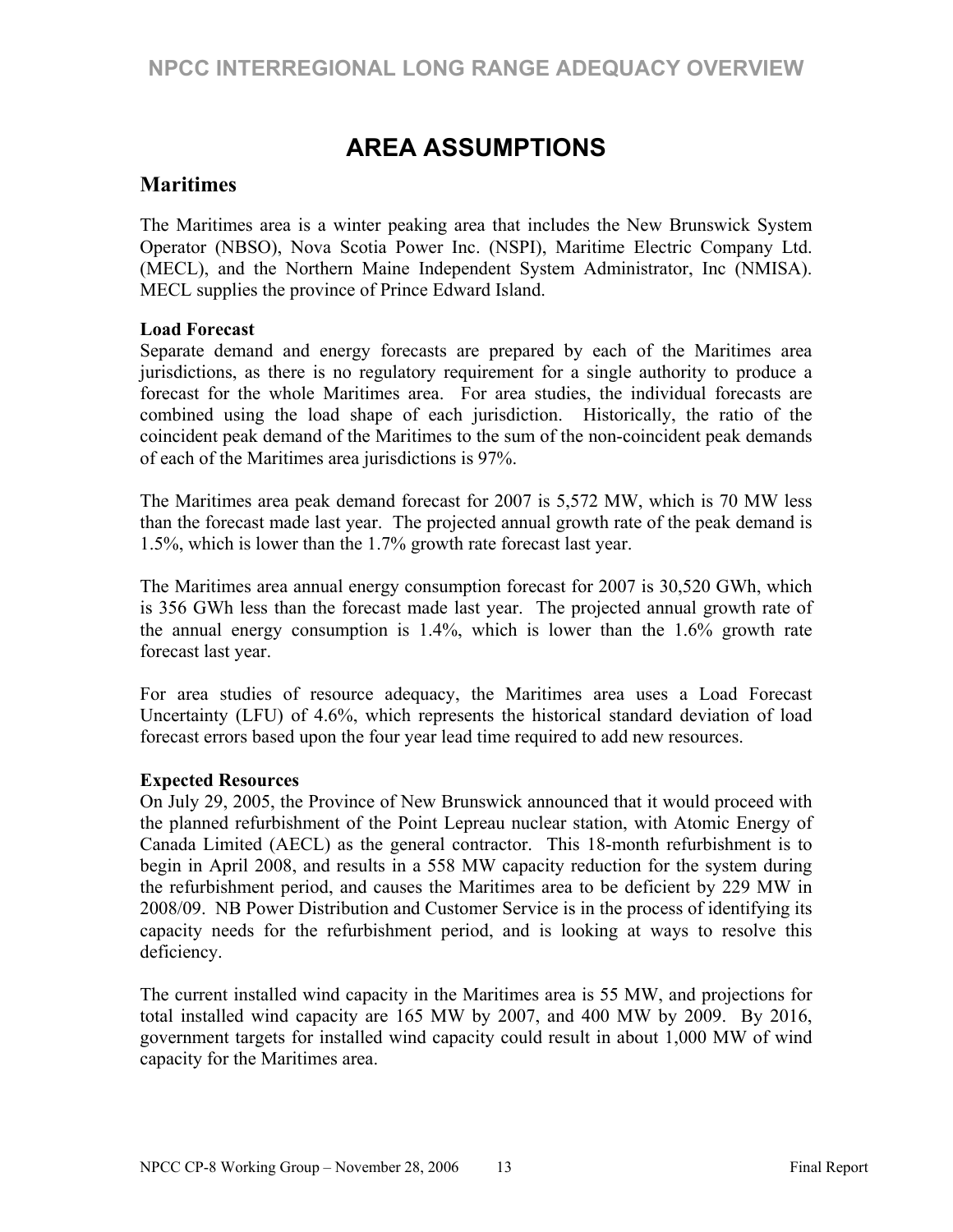# AREA ASSUMPTIONS

## Maritimes

The Maritimes area is a winter peaking area that includes the New Brunswick System Operator (NBSO), Nova Scotia Power Inc. (NSPI), Maritime Electric Company Ltd. (MECL), and the Northern Maine Independent System Administrator, Inc (NMISA). MECL supplies the province of Prince Edward Island.

**Load Forecast**

Separate demand and energy forecasts are prepared by each of the Maritimes area jurisdictions, as there is no regulatory requirement for a single authority to produce a forecast for the whole Maritimes area. For area studies, the individual forecasts are combined using the load shape of each jurisdiction. Historically, the ratio of the coincident peak demand of the Maritimes to the sum of the non-coincident peak demands of each of the Maritimes area jurisdictions is 97%.

The Maritimes area peak demand forecast for 2007 is 5,572 MW, which is 70 MW less than the forecast made last year. The projected annual growth rate of the peak demand is 1.5%, which is lower than the 1.7% growth rate forecast last year.

The Maritimes area annual energy consumption forecast for 2007 is 30,520 GWh, which is 356 GWh less than the forecast made last year. The projected annual growth rate of the annual energy consumption is 1.4%, which is lower than the 1.6% growth rate forecast last year.

For area studies of resource adequacy, the Maritimes area uses a Load Forecast Uncertainty (LFU) of 4.6%, which represents the historical standard deviation of load forecast errors based upon the four year lead time required to add new resources.

**Expected Resources**

On July 29, 2005, the Province of New Brunswick announced that it would proceed with the planned refurbishment of the Point Lepreau nuclear station, with Atomic Energy of Canada Limited (AECL) as the general contractor. This 18-month refurbishment is to begin in April 2008, and results in a 558 MW capacity reduction for the system during the refurbishment period, and causes the Maritimes area to be deficient by 229 MW in 2008/09. NB Power Distribution and Customer Service is in the process of identifying its capacity needs for the refurbishment period, and is looking at ways to resolve this deficiency.

The current installed wind capacity in the Maritimes area is 55 MW, and projections for total installed wind capacity are 165 MW by 2007, and 400 MW by 2009. By 2016, government targets for installed wind capacity could result in about 1,000 MW of wind capacity for the Maritimes area.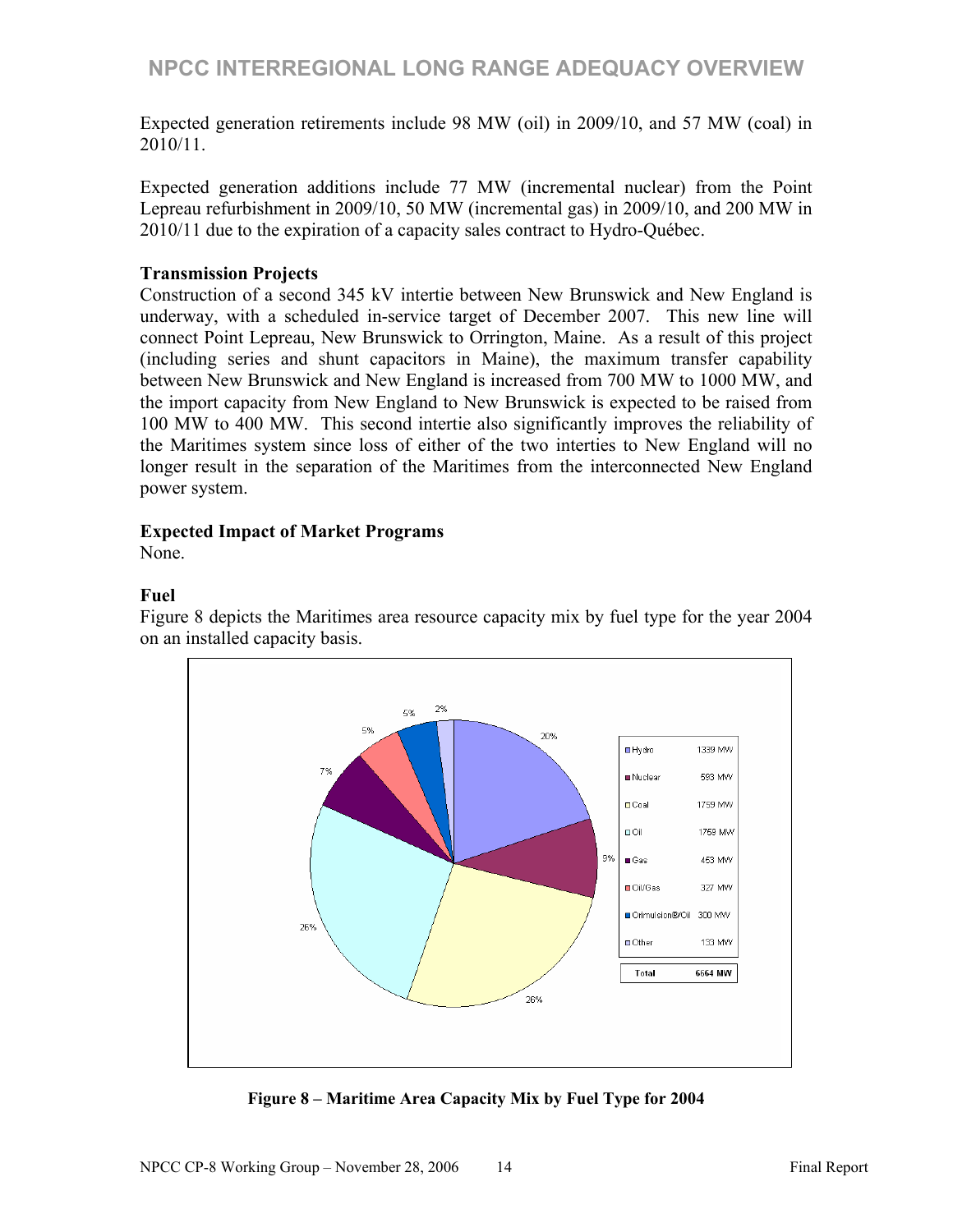Expected generation retirements include 98 MW (oil) in 2009/10, and 57 MW (coal) in 2010/11.

Expected generation additions include 77 MW (incremental nuclear) from the Point Lepreau refurbishment in 2009/10, 50 MW (incremental gas) in 2009/10, and 200 MW in 2010/11 due to the expiration of a capacity sales contract to Hydro-Québec.

**Transmission Projects**

Construction of a second 345 kV intertie between New Brunswick and New England is underway, with a scheduled in-service target of December 2007. This new line will connect Point Lepreau, New Brunswick to Orrington, Maine. As a result of this project (including series and shunt capacitors in Maine), the maximum transfer capability between New Brunswick and New England is increased from 700 MW to 1000 MW, and the import capacity from New England to New Brunswick is expected to be raised from 100 MW to 400 MW. This second intertie also significantly improves the reliability of the Maritimes system since loss of either of the two interties to New England will no longer result in the separation of the Maritimes from the interconnected New England power system.

**Expected Impact of Market Programs**

None.

**Fuel**

Figure 8 depicts the Maritimes area resource capacity mix by fuel type for the year 2004 on an installed capacity basis.

| Fuel Type | Capacity | Share |
|---|---|---|
| Hydro | 1339 MW | 20% |
| Nuclear | 593 MW | 9% |
| Coal | 1759 MW | 26% |
| Oil | 1759 MW | 26% |
| Gas | 453 MW | 7% |
| Oil/Gas | 327 MW | 5% |
| Orimulsion®/Oil | 300 MW | 5% |
| Other | 133 MW | 2% |
| **Total** | **6664 MW** | |

**Figure 8 – Maritime Area Capacity Mix by Fuel Type for 2004**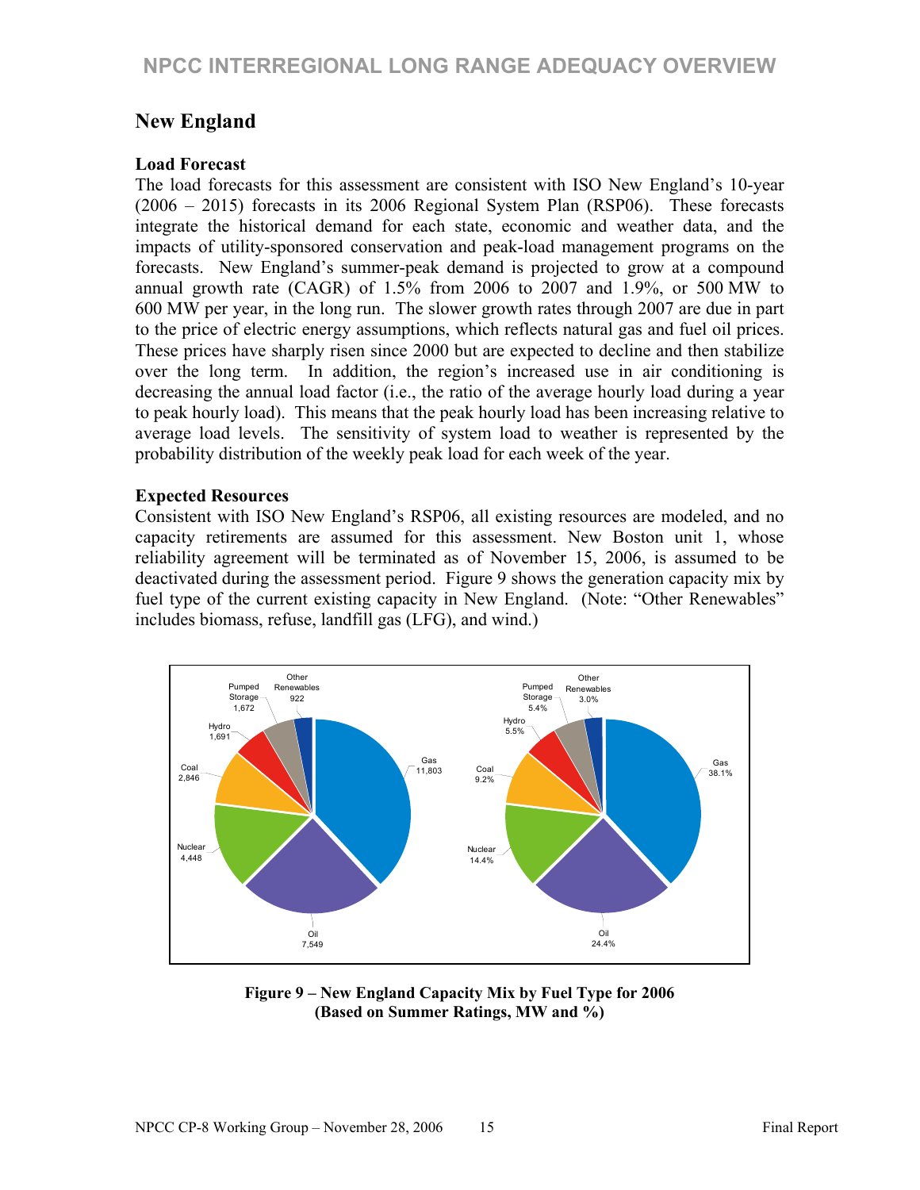## New England

### Load Forecast

The load forecasts for this assessment are consistent with ISO New England's 10-year (2006 – 2015) forecasts in its 2006 Regional System Plan (RSP06). These forecasts integrate the historical demand for each state, economic and weather data, and the impacts of utility-sponsored conservation and peak-load management programs on the forecasts. New England's summer-peak demand is projected to grow at a compound annual growth rate (CAGR) of 1.5% from 2006 to 2007 and 1.9%, or 500 MW to 600 MW per year, in the long run. The slower growth rates through 2007 are due in part to the price of electric energy assumptions, which reflects natural gas and fuel oil prices. These prices have sharply risen since 2000 but are expected to decline and then stabilize over the long term. In addition, the region's increased use in air conditioning is decreasing the annual load factor (i.e., the ratio of the average hourly load during a year to peak hourly load). This means that the peak hourly load has been increasing relative to average load levels. The sensitivity of system load to weather is represented by the probability distribution of the weekly peak load for each week of the year.

### Expected Resources

Consistent with ISO New England's RSP06, all existing resources are modeled, and no capacity retirements are assumed for this assessment. New Boston unit 1, whose reliability agreement will be terminated as of November 15, 2006, is assumed to be deactivated during the assessment period. Figure 9 shows the generation capacity mix by fuel type of the current existing capacity in New England. (Note: "Other Renewables" includes biomass, refuse, landfill gas (LFG), and wind.)

| Fuel Type | MW | % |
|---|---|---|
| Gas | 11,803 | 38.1% |
| Oil | 7,549 | 24.4% |
| Nuclear | 4,448 | 14.4% |
| Coal | 2,846 | 9.2% |
| Hydro | 1,691 | 5.5% |
| Pumped Storage | 1,672 | 5.4% |
| Other Renewables | 922 | 3.0% |

**Figure 9 – New England Capacity Mix by Fuel Type for 2006 (Based on Summer Ratings, MW and %)**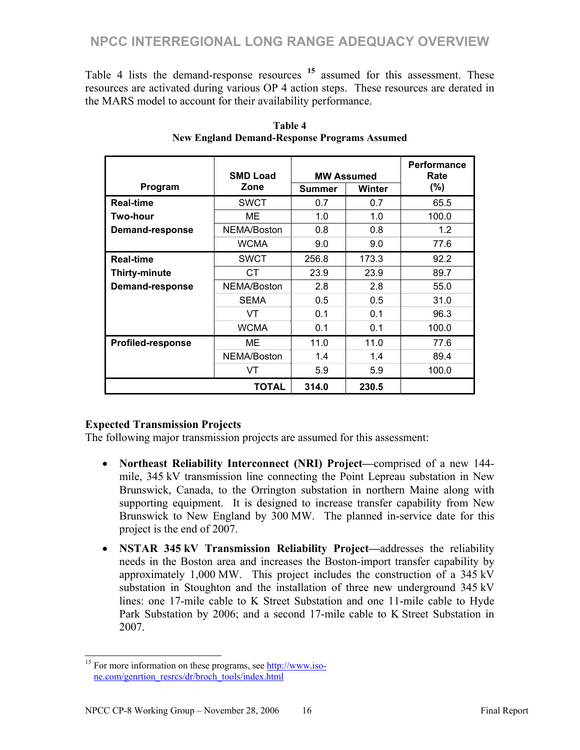Table 4 lists the demand-response resources [15] assumed for this assessment. These resources are activated during various OP 4 action steps. These resources are derated in the MARS model to account for their availability performance.

**Table 4**
**New England Demand-Response Programs Assumed**

| Program | SMD Load Zone | MW Assumed | | Performance Rate (%) |
|---|---|---|---|---|
| | | Summer | Winter | |
| Real-time Two-hour Demand-response | SWCT | 0.7 | 0.7 | 65.5 |
| | ME | 1.0 | 1.0 | 100.0 |
| | NEMA/Boston | 0.8 | 0.8 | 1.2 |
| | WCMA | 9.0 | 9.0 | 77.6 |
| Real-time Thirty-minute Demand-response | SWCT | 256.8 | 173.3 | 92.2 |
| | CT | 23.9 | 23.9 | 89.7 |
| | NEMA/Boston | 2.8 | 2.8 | 55.0 |
| | SEMA | 0.5 | 0.5 | 31.0 |
| | VT | 0.1 | 0.1 | 96.3 |
| | WCMA | 0.1 | 0.1 | 100.0 |
| Profiled-response | ME | 11.0 | 11.0 | 77.6 |
| | NEMA/Boston | 1.4 | 1.4 | 89.4 |
| | VT | 5.9 | 5.9 | 100.0 |
| **TOTAL** | | **314.0** | **230.5** | |

**Expected Transmission Projects**

The following major transmission projects are assumed for this assessment:

- **Northeast Reliability Interconnect (NRI) Project—**comprised of a new 144-mile, 345 kV transmission line connecting the Point Lepreau substation in New Brunswick, Canada, to the Orrington substation in northern Maine along with supporting equipment. It is designed to increase transfer capability from New Brunswick to New England by 300 MW. The planned in-service date for this project is the end of 2007.
- **NSTAR 345 kV Transmission Reliability Project—**addresses the reliability needs in the Boston area and increases the Boston-import transfer capability by approximately 1,000 MW. This project includes the construction of a 345 kV substation in Stoughton and the installation of three new underground 345 kV lines: one 17-mile cable to K Street Substation and one 11-mile cable to Hyde Park Substation by 2006; and a second 17-mile cable to K Street Substation in 2007.

[15] For more information on these programs, see http://www.iso-ne.com/genrtion_resrcs/dr/broch_tools/index.html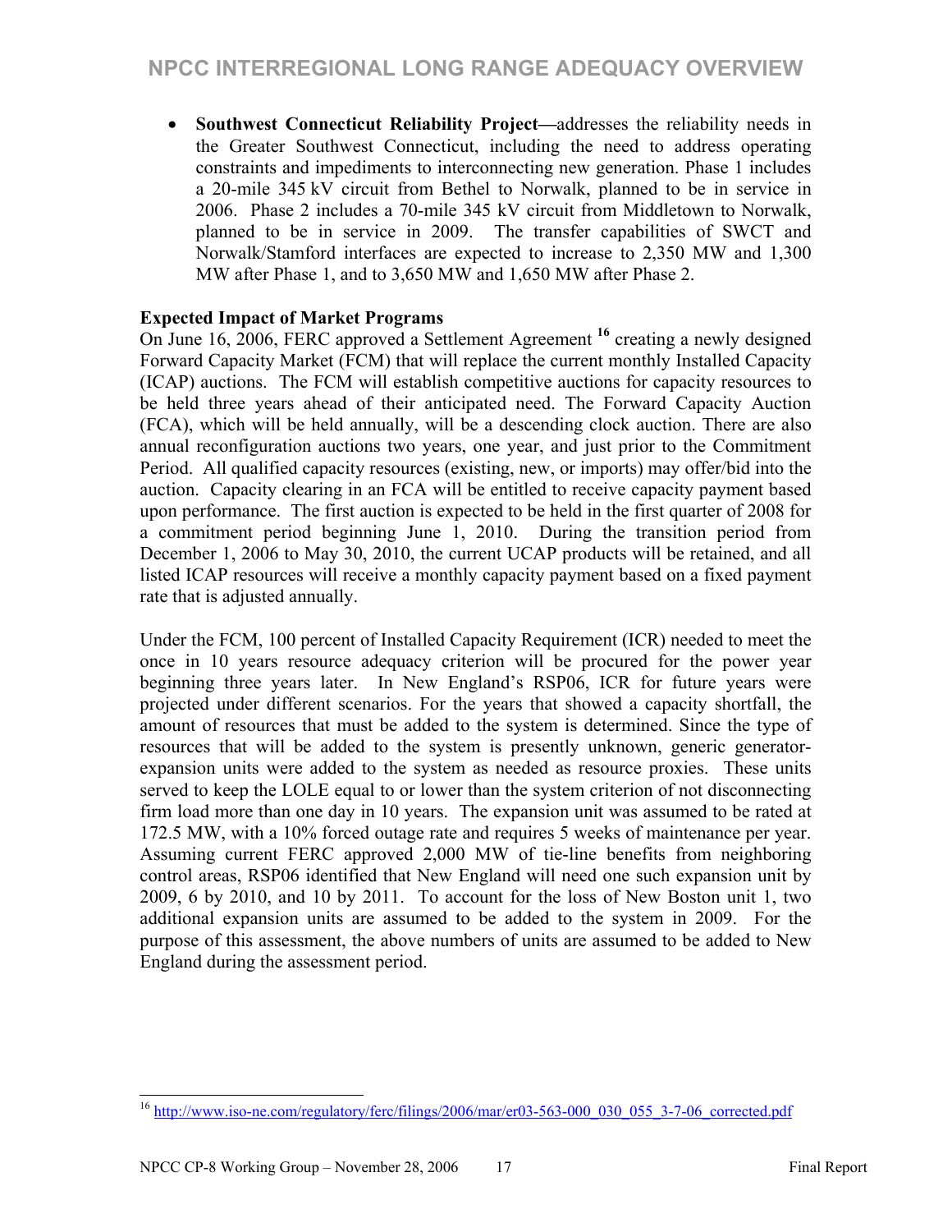- **Southwest Connecticut Reliability Project—**addresses the reliability needs in the Greater Southwest Connecticut, including the need to address operating constraints and impediments to interconnecting new generation. Phase 1 includes a 20-mile 345 kV circuit from Bethel to Norwalk, planned to be in service in 2006. Phase 2 includes a 70-mile 345 kV circuit from Middletown to Norwalk, planned to be in service in 2009. The transfer capabilities of SWCT and Norwalk/Stamford interfaces are expected to increase to 2,350 MW and 1,300 MW after Phase 1, and to 3,650 MW and 1,650 MW after Phase 2.

**Expected Impact of Market Programs**

On June 16, 2006, FERC approved a Settlement Agreement [16] creating a newly designed Forward Capacity Market (FCM) that will replace the current monthly Installed Capacity (ICAP) auctions. The FCM will establish competitive auctions for capacity resources to be held three years ahead of their anticipated need. The Forward Capacity Auction (FCA), which will be held annually, will be a descending clock auction. There are also annual reconfiguration auctions two years, one year, and just prior to the Commitment Period. All qualified capacity resources (existing, new, or imports) may offer/bid into the auction. Capacity clearing in an FCA will be entitled to receive capacity payment based upon performance. The first auction is expected to be held in the first quarter of 2008 for a commitment period beginning June 1, 2010. During the transition period from December 1, 2006 to May 30, 2010, the current UCAP products will be retained, and all listed ICAP resources will receive a monthly capacity payment based on a fixed payment rate that is adjusted annually.

Under the FCM, 100 percent of Installed Capacity Requirement (ICR) needed to meet the once in 10 years resource adequacy criterion will be procured for the power year beginning three years later. In New England's RSP06, ICR for future years were projected under different scenarios. For the years that showed a capacity shortfall, the amount of resources that must be added to the system is determined. Since the type of resources that will be added to the system is presently unknown, generic generator-expansion units were added to the system as needed as resource proxies. These units served to keep the LOLE equal to or lower than the system criterion of not disconnecting firm load more than one day in 10 years. The expansion unit was assumed to be rated at 172.5 MW, with a 10% forced outage rate and requires 5 weeks of maintenance per year. Assuming current FERC approved 2,000 MW of tie-line benefits from neighboring control areas, RSP06 identified that New England will need one such expansion unit by 2009, 6 by 2010, and 10 by 2011. To account for the loss of New Boston unit 1, two additional expansion units are assumed to be added to the system in 2009. For the purpose of this assessment, the above numbers of units are assumed to be added to New England during the assessment period.

---

[16] http://www.iso-ne.com/regulatory/ferc/filings/2006/mar/er03-563-000_030_055_3-7-06_corrected.pdf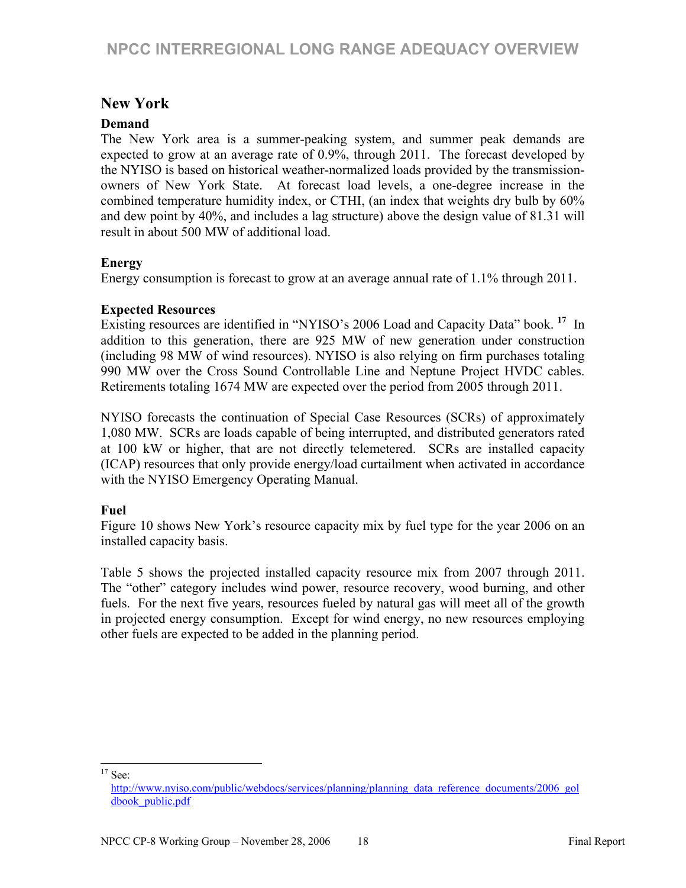## New York

### Demand

The New York area is a summer-peaking system, and summer peak demands are expected to grow at an average rate of 0.9%, through 2011. The forecast developed by the NYISO is based on historical weather-normalized loads provided by the transmission-owners of New York State. At forecast load levels, a one-degree increase in the combined temperature humidity index, or CTHI, (an index that weights dry bulb by 60% and dew point by 40%, and includes a lag structure) above the design value of 81.31 will result in about 500 MW of additional load.

### Energy

Energy consumption is forecast to grow at an average annual rate of 1.1% through 2011.

### Expected Resources

Existing resources are identified in "NYISO's 2006 Load and Capacity Data" book. [17] In addition to this generation, there are 925 MW of new generation under construction (including 98 MW of wind resources). NYISO is also relying on firm purchases totaling 990 MW over the Cross Sound Controllable Line and Neptune Project HVDC cables. Retirements totaling 1674 MW are expected over the period from 2005 through 2011.

NYISO forecasts the continuation of Special Case Resources (SCRs) of approximately 1,080 MW. SCRs are loads capable of being interrupted, and distributed generators rated at 100 kW or higher, that are not directly telemetered. SCRs are installed capacity (ICAP) resources that only provide energy/load curtailment when activated in accordance with the NYISO Emergency Operating Manual.

### Fuel

Figure 10 shows New York's resource capacity mix by fuel type for the year 2006 on an installed capacity basis.

Table 5 shows the projected installed capacity resource mix from 2007 through 2011. The "other" category includes wind power, resource recovery, wood burning, and other fuels. For the next five years, resources fueled by natural gas will meet all of the growth in projected energy consumption. Except for wind energy, no new resources employing other fuels are expected to be added in the planning period.

---

[17] See: http://www.nyiso.com/public/webdocs/services/planning/planning_data_reference_documents/2006_goldbook_public.pdf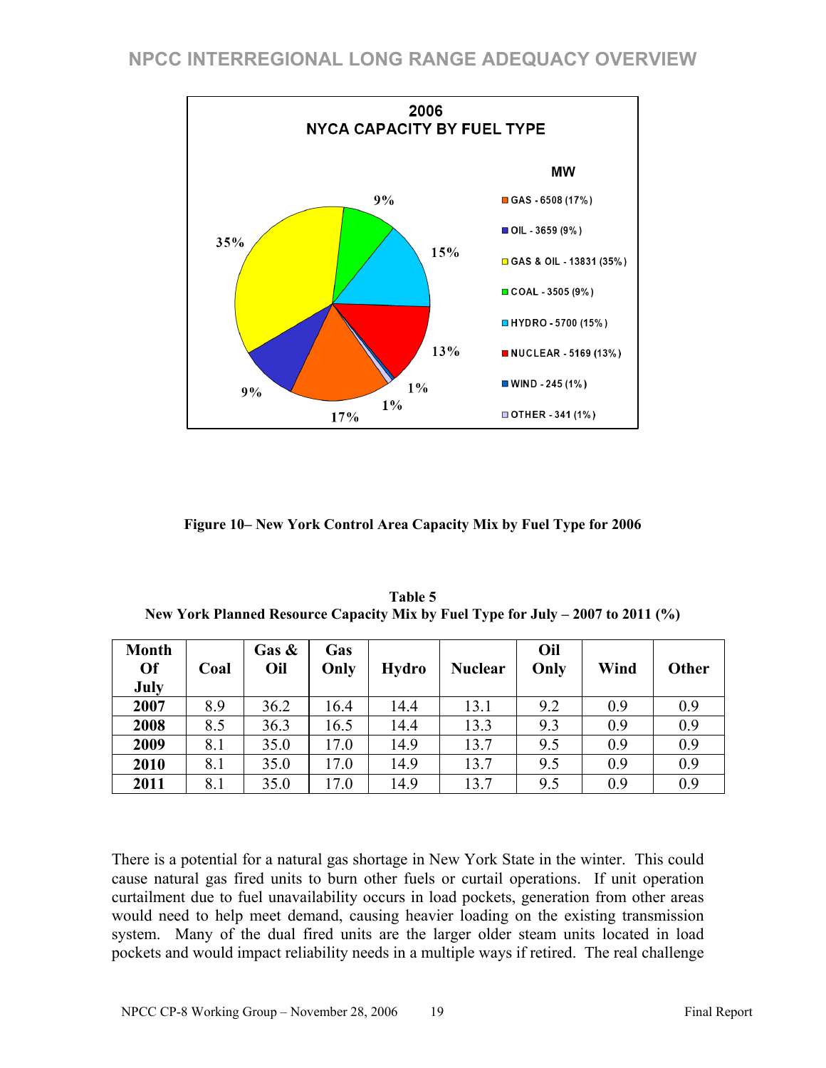**2006**
**NYCA CAPACITY BY FUEL TYPE**

**MW**

- GAS - 6508 (17%)
- OIL - 3659 (9%)
- GAS & OIL - 13831 (35%)
- COAL - 3505 (9%)
- HYDRO - 5700 (15%)
- NUCLEAR - 5169 (13%)
- WIND - 245 (1%)
- OTHER - 341 (1%)

**Figure 10– New York Control Area Capacity Mix by Fuel Type for 2006**

**Table 5**
**New York Planned Resource Capacity Mix by Fuel Type for July – 2007 to 2011 (%)**

| Month Of July | Coal | Gas & Oil | Gas Only | Hydro | Nuclear | Oil Only | Wind | Other |
|---|---|---|---|---|---|---|---|---|
| **2007** | 8.9 | 36.2 | 16.4 | 14.4 | 13.1 | 9.2 | 0.9 | 0.9 |
| **2008** | 8.5 | 36.3 | 16.5 | 14.4 | 13.3 | 9.3 | 0.9 | 0.9 |
| **2009** | 8.1 | 35.0 | 17.0 | 14.9 | 13.7 | 9.5 | 0.9 | 0.9 |
| **2010** | 8.1 | 35.0 | 17.0 | 14.9 | 13.7 | 9.5 | 0.9 | 0.9 |
| **2011** | 8.1 | 35.0 | 17.0 | 14.9 | 13.7 | 9.5 | 0.9 | 0.9 |

There is a potential for a natural gas shortage in New York State in the winter. This could cause natural gas fired units to burn other fuels or curtail operations. If unit operation curtailment due to fuel unavailability occurs in load pockets, generation from other areas would need to help meet demand, causing heavier loading on the existing transmission system. Many of the dual fired units are the larger older steam units located in load pockets and would impact reliability needs in a multiple ways if retired. The real challenge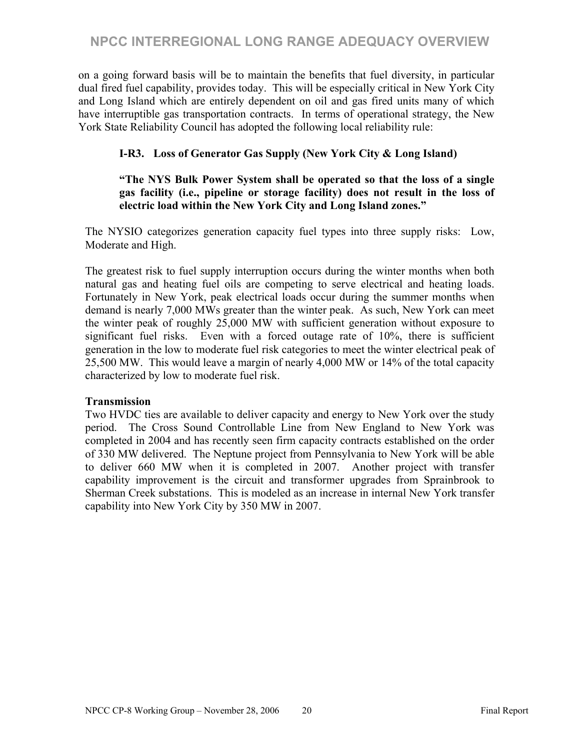on a going forward basis will be to maintain the benefits that fuel diversity, in particular dual fired fuel capability, provides today. This will be especially critical in New York City and Long Island which are entirely dependent on oil and gas fired units many of which have interruptible gas transportation contracts. In terms of operational strategy, the New York State Reliability Council has adopted the following local reliability rule:

> **I-R3. Loss of Generator Gas Supply (New York City & Long Island)**
>
> **"The NYS Bulk Power System shall be operated so that the loss of a single gas facility (i.e., pipeline or storage facility) does not result in the loss of electric load within the New York City and Long Island zones."**

The NYSIO categorizes generation capacity fuel types into three supply risks: Low, Moderate and High.

The greatest risk to fuel supply interruption occurs during the winter months when both natural gas and heating fuel oils are competing to serve electrical and heating loads. Fortunately in New York, peak electrical loads occur during the summer months when demand is nearly 7,000 MWs greater than the winter peak. As such, New York can meet the winter peak of roughly 25,000 MW with sufficient generation without exposure to significant fuel risks. Even with a forced outage rate of 10%, there is sufficient generation in the low to moderate fuel risk categories to meet the winter electrical peak of 25,500 MW. This would leave a margin of nearly 4,000 MW or 14% of the total capacity characterized by low to moderate fuel risk.

**Transmission**

Two HVDC ties are available to deliver capacity and energy to New York over the study period. The Cross Sound Controllable Line from New England to New York was completed in 2004 and has recently seen firm capacity contracts established on the order of 330 MW delivered. The Neptune project from Pennsylvania to New York will be able to deliver 660 MW when it is completed in 2007. Another project with transfer capability improvement is the circuit and transformer upgrades from Sprainbrook to Sherman Creek substations. This is modeled as an increase in internal New York transfer capability into New York City by 350 MW in 2007.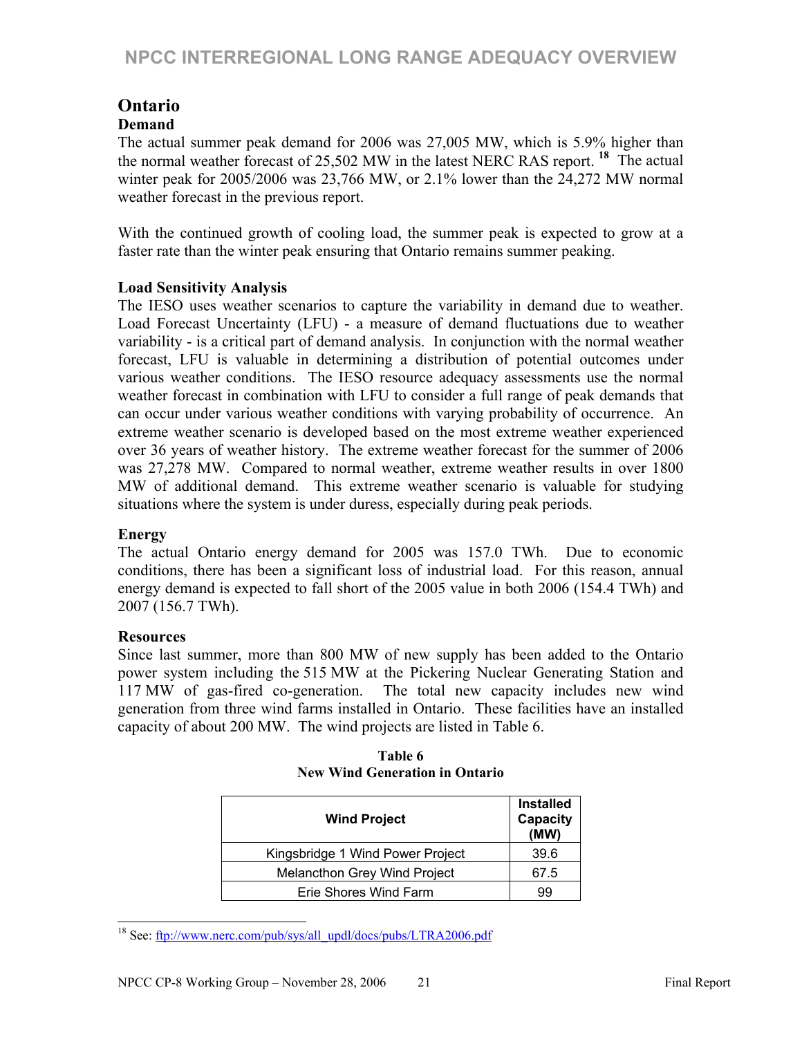## Ontario

### Demand

The actual summer peak demand for 2006 was 27,005 MW, which is 5.9% higher than the normal weather forecast of 25,502 MW in the latest NERC RAS report.[18] The actual winter peak for 2005/2006 was 23,766 MW, or 2.1% lower than the 24,272 MW normal weather forecast in the previous report.

With the continued growth of cooling load, the summer peak is expected to grow at a faster rate than the winter peak ensuring that Ontario remains summer peaking.

### Load Sensitivity Analysis

The IESO uses weather scenarios to capture the variability in demand due to weather. Load Forecast Uncertainty (LFU) - a measure of demand fluctuations due to weather variability - is a critical part of demand analysis. In conjunction with the normal weather forecast, LFU is valuable in determining a distribution of potential outcomes under various weather conditions. The IESO resource adequacy assessments use the normal weather forecast in combination with LFU to consider a full range of peak demands that can occur under various weather conditions with varying probability of occurrence. An extreme weather scenario is developed based on the most extreme weather experienced over 36 years of weather history. The extreme weather forecast for the summer of 2006 was 27,278 MW. Compared to normal weather, extreme weather results in over 1800 MW of additional demand. This extreme weather scenario is valuable for studying situations where the system is under duress, especially during peak periods.

### Energy

The actual Ontario energy demand for 2005 was 157.0 TWh. Due to economic conditions, there has been a significant loss of industrial load. For this reason, annual energy demand is expected to fall short of the 2005 value in both 2006 (154.4 TWh) and 2007 (156.7 TWh).

### Resources

Since last summer, more than 800 MW of new supply has been added to the Ontario power system including the 515 MW at the Pickering Nuclear Generating Station and 117 MW of gas-fired co-generation. The total new capacity includes new wind generation from three wind farms installed in Ontario. These facilities have an installed capacity of about 200 MW. The wind projects are listed in Table 6.

**Table 6**
**New Wind Generation in Ontario**

| Wind Project | Installed Capacity (MW) |
|---|---|
| Kingsbridge 1 Wind Power Project | 39.6 |
| Melancthon Grey Wind Project | 67.5 |
| Erie Shores Wind Farm | 99 |

[18] See: ftp://www.nerc.com/pub/sys/all_updl/docs/pubs/LTRA2006.pdf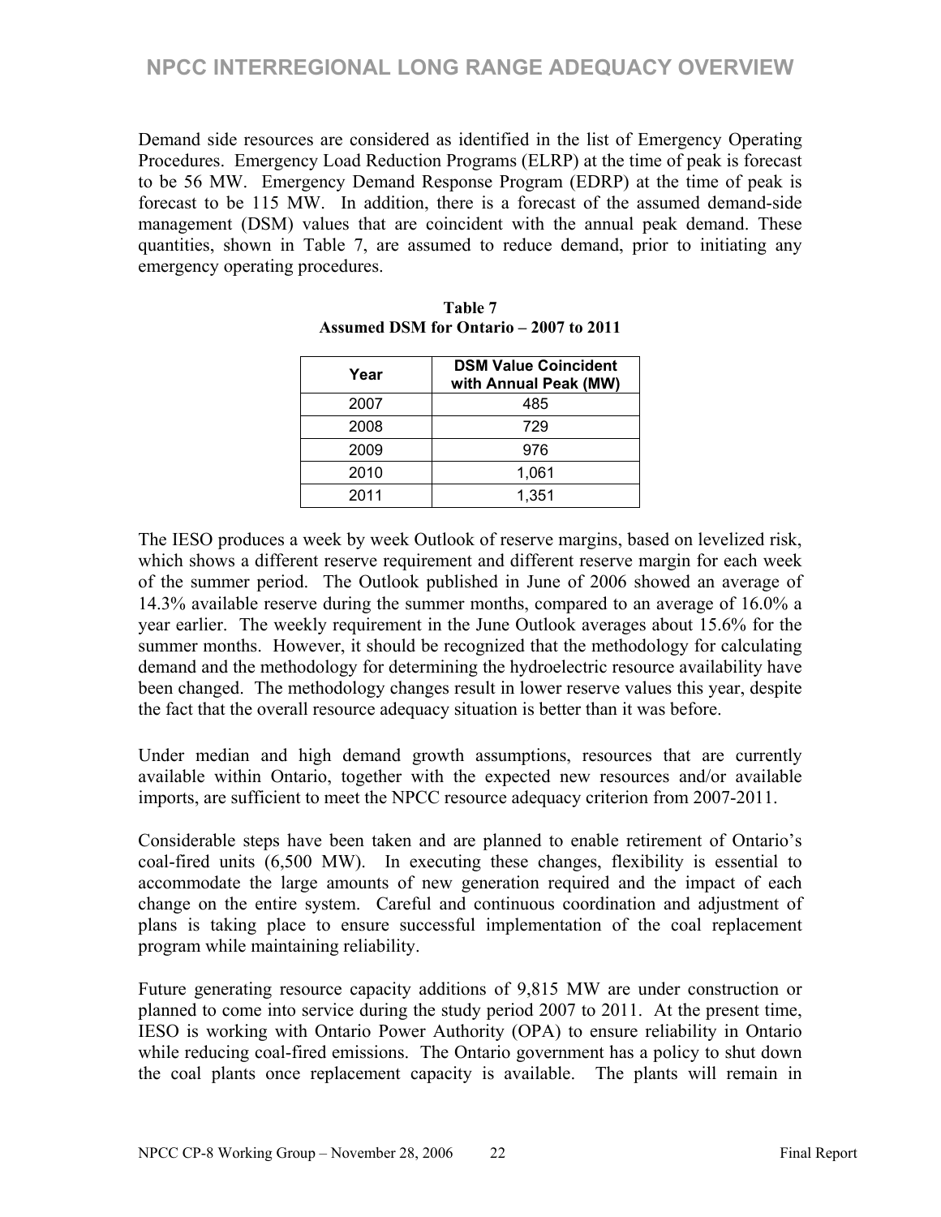Demand side resources are considered as identified in the list of Emergency Operating Procedures. Emergency Load Reduction Programs (ELRP) at the time of peak is forecast to be 56 MW. Emergency Demand Response Program (EDRP) at the time of peak is forecast to be 115 MW. In addition, there is a forecast of the assumed demand-side management (DSM) values that are coincident with the annual peak demand. These quantities, shown in Table 7, are assumed to reduce demand, prior to initiating any emergency operating procedures.

**Table 7**
**Assumed DSM for Ontario – 2007 to 2011**

| Year | DSM Value Coincident with Annual Peak (MW) |
|---|---|
| 2007 | 485 |
| 2008 | 729 |
| 2009 | 976 |
| 2010 | 1,061 |
| 2011 | 1,351 |

The IESO produces a week by week Outlook of reserve margins, based on levelized risk, which shows a different reserve requirement and different reserve margin for each week of the summer period. The Outlook published in June of 2006 showed an average of 14.3% available reserve during the summer months, compared to an average of 16.0% a year earlier. The weekly requirement in the June Outlook averages about 15.6% for the summer months. However, it should be recognized that the methodology for calculating demand and the methodology for determining the hydroelectric resource availability have been changed. The methodology changes result in lower reserve values this year, despite the fact that the overall resource adequacy situation is better than it was before.

Under median and high demand growth assumptions, resources that are currently available within Ontario, together with the expected new resources and/or available imports, are sufficient to meet the NPCC resource adequacy criterion from 2007-2011.

Considerable steps have been taken and are planned to enable retirement of Ontario's coal-fired units (6,500 MW). In executing these changes, flexibility is essential to accommodate the large amounts of new generation required and the impact of each change on the entire system. Careful and continuous coordination and adjustment of plans is taking place to ensure successful implementation of the coal replacement program while maintaining reliability.

Future generating resource capacity additions of 9,815 MW are under construction or planned to come into service during the study period 2007 to 2011. At the present time, IESO is working with Ontario Power Authority (OPA) to ensure reliability in Ontario while reducing coal-fired emissions. The Ontario government has a policy to shut down the coal plants once replacement capacity is available. The plants will remain in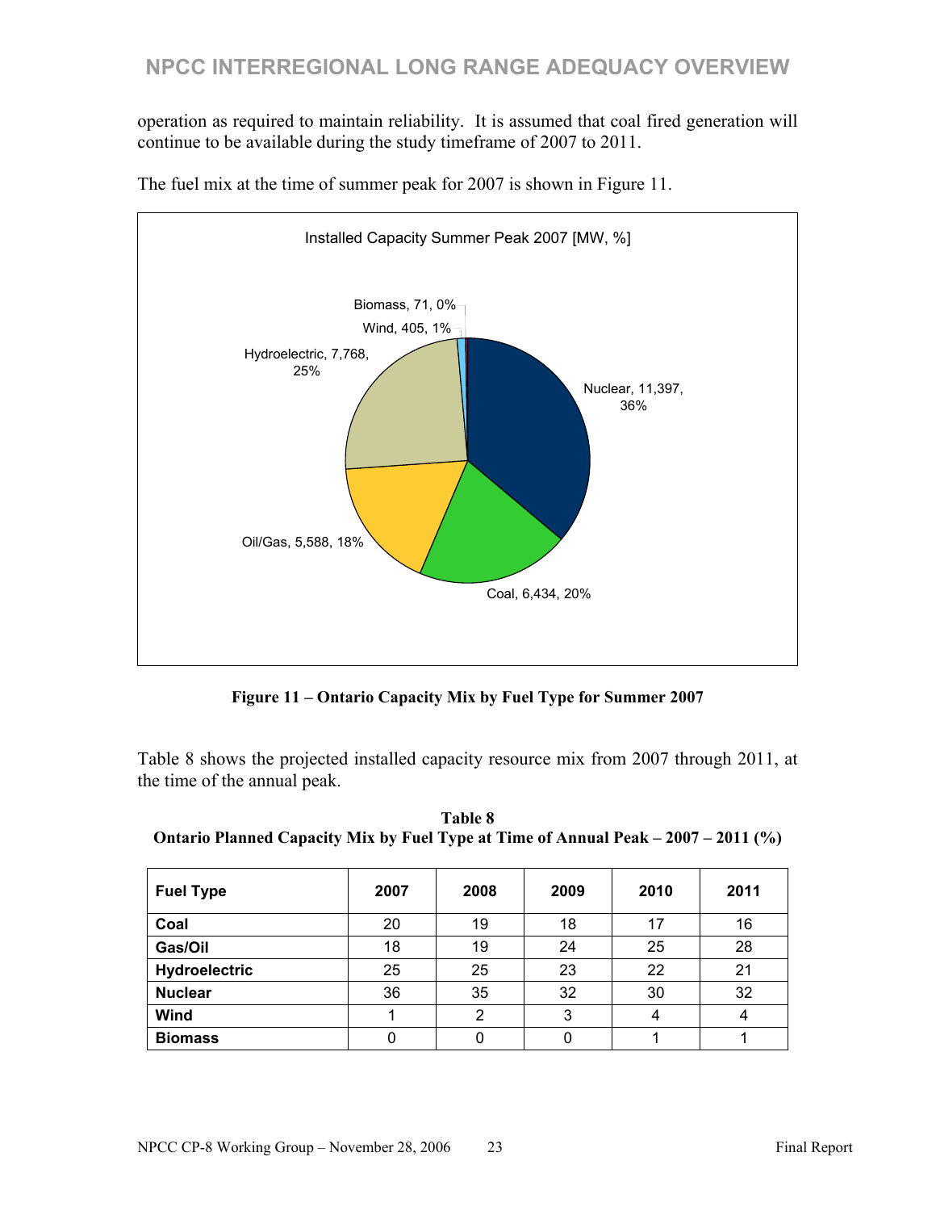operation as required to maintain reliability. It is assumed that coal fired generation will continue to be available during the study timeframe of 2007 to 2011.

The fuel mix at the time of summer peak for 2007 is shown in Figure 11.

Installed Capacity Summer Peak 2007 [MW, %]

Biomass, 71, 0%
Wind, 405, 1%
Hydroelectric, 7,768, 25%
Nuclear, 11,397, 36%
Oil/Gas, 5,588, 18%
Coal, 6,434, 20%

**Figure 11 – Ontario Capacity Mix by Fuel Type for Summer 2007**

Table 8 shows the projected installed capacity resource mix from 2007 through 2011, at the time of the annual peak.

**Table 8**
**Ontario Planned Capacity Mix by Fuel Type at Time of Annual Peak – 2007 – 2011 (%)**

| Fuel Type | 2007 | 2008 | 2009 | 2010 | 2011 |
|---|---|---|---|---|---|
| **Coal** | 20 | 19 | 18 | 17 | 16 |
| **Gas/Oil** | 18 | 19 | 24 | 25 | 28 |
| **Hydroelectric** | 25 | 25 | 23 | 22 | 21 |
| **Nuclear** | 36 | 35 | 32 | 30 | 32 |
| **Wind** | 1 | 2 | 3 | 4 | 4 |
| **Biomass** | 0 | 0 | 0 | 1 | 1 |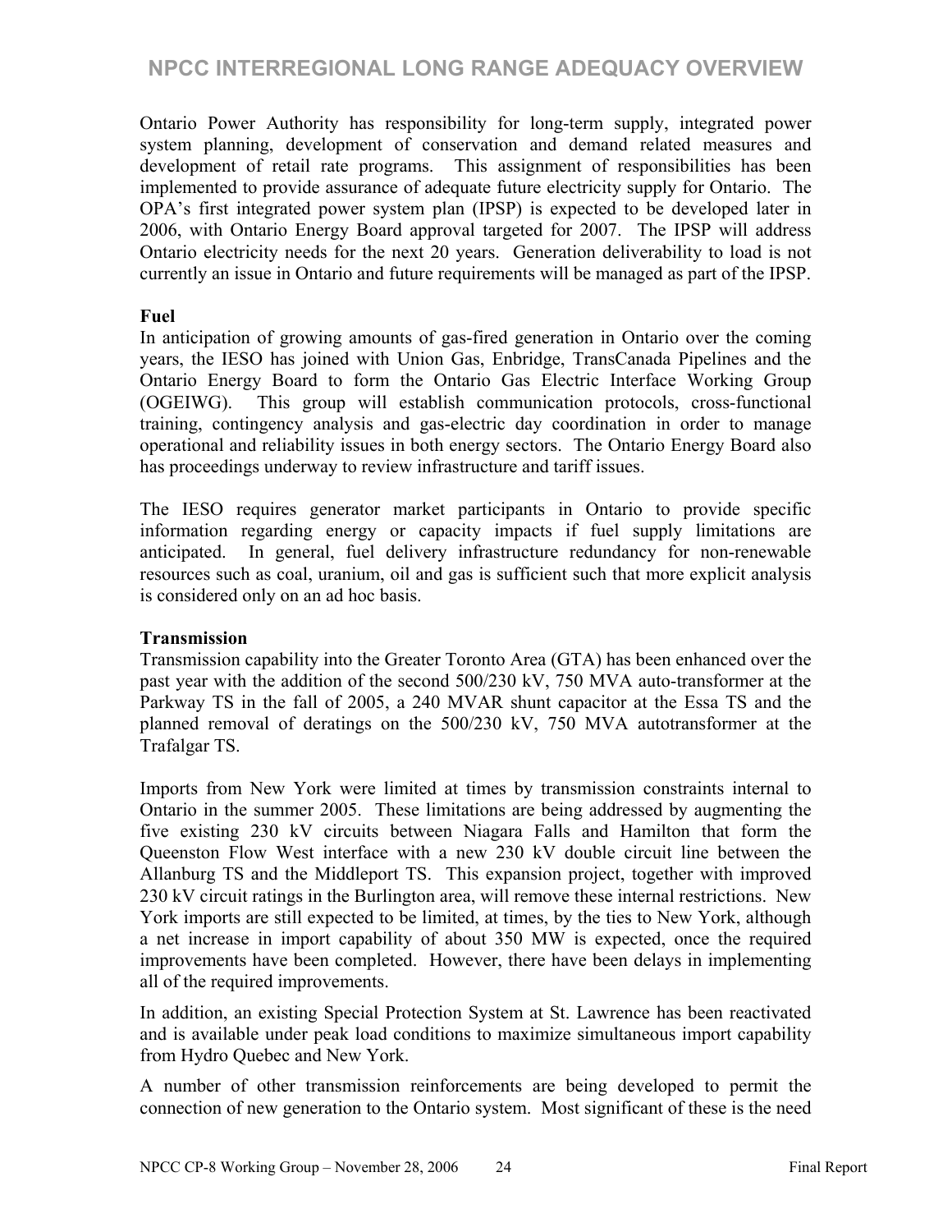Ontario Power Authority has responsibility for long-term supply, integrated power system planning, development of conservation and demand related measures and development of retail rate programs. This assignment of responsibilities has been implemented to provide assurance of adequate future electricity supply for Ontario. The OPA's first integrated power system plan (IPSP) is expected to be developed later in 2006, with Ontario Energy Board approval targeted for 2007. The IPSP will address Ontario electricity needs for the next 20 years. Generation deliverability to load is not currently an issue in Ontario and future requirements will be managed as part of the IPSP.

**Fuel**

In anticipation of growing amounts of gas-fired generation in Ontario over the coming years, the IESO has joined with Union Gas, Enbridge, TransCanada Pipelines and the Ontario Energy Board to form the Ontario Gas Electric Interface Working Group (OGEIWG). This group will establish communication protocols, cross-functional training, contingency analysis and gas-electric day coordination in order to manage operational and reliability issues in both energy sectors. The Ontario Energy Board also has proceedings underway to review infrastructure and tariff issues.

The IESO requires generator market participants in Ontario to provide specific information regarding energy or capacity impacts if fuel supply limitations are anticipated. In general, fuel delivery infrastructure redundancy for non-renewable resources such as coal, uranium, oil and gas is sufficient such that more explicit analysis is considered only on an ad hoc basis.

**Transmission**

Transmission capability into the Greater Toronto Area (GTA) has been enhanced over the past year with the addition of the second 500/230 kV, 750 MVA auto-transformer at the Parkway TS in the fall of 2005, a 240 MVAR shunt capacitor at the Essa TS and the planned removal of deratings on the 500/230 kV, 750 MVA autotransformer at the Trafalgar TS.

Imports from New York were limited at times by transmission constraints internal to Ontario in the summer 2005. These limitations are being addressed by augmenting the five existing 230 kV circuits between Niagara Falls and Hamilton that form the Queenston Flow West interface with a new 230 kV double circuit line between the Allanburg TS and the Middleport TS. This expansion project, together with improved 230 kV circuit ratings in the Burlington area, will remove these internal restrictions. New York imports are still expected to be limited, at times, by the ties to New York, although a net increase in import capability of about 350 MW is expected, once the required improvements have been completed. However, there have been delays in implementing all of the required improvements.

In addition, an existing Special Protection System at St. Lawrence has been reactivated and is available under peak load conditions to maximize simultaneous import capability from Hydro Quebec and New York.

A number of other transmission reinforcements are being developed to permit the connection of new generation to the Ontario system. Most significant of these is the need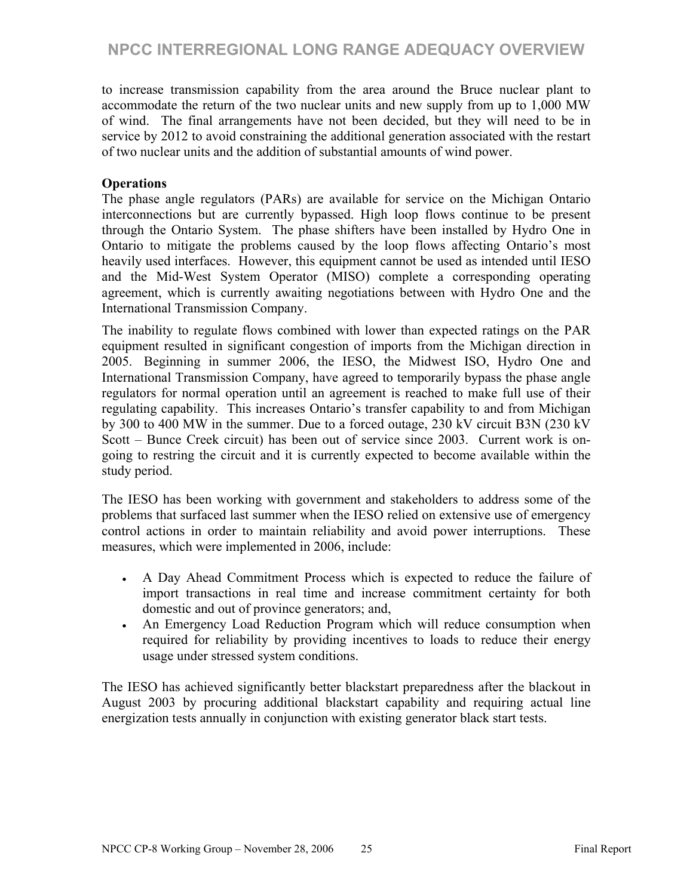to increase transmission capability from the area around the Bruce nuclear plant to accommodate the return of the two nuclear units and new supply from up to 1,000 MW of wind. The final arrangements have not been decided, but they will need to be in service by 2012 to avoid constraining the additional generation associated with the restart of two nuclear units and the addition of substantial amounts of wind power.

**Operations**

The phase angle regulators (PARs) are available for service on the Michigan Ontario interconnections but are currently bypassed. High loop flows continue to be present through the Ontario System. The phase shifters have been installed by Hydro One in Ontario to mitigate the problems caused by the loop flows affecting Ontario's most heavily used interfaces. However, this equipment cannot be used as intended until IESO and the Mid-West System Operator (MISO) complete a corresponding operating agreement, which is currently awaiting negotiations between with Hydro One and the International Transmission Company.

The inability to regulate flows combined with lower than expected ratings on the PAR equipment resulted in significant congestion of imports from the Michigan direction in 2005. Beginning in summer 2006, the IESO, the Midwest ISO, Hydro One and International Transmission Company, have agreed to temporarily bypass the phase angle regulators for normal operation until an agreement is reached to make full use of their regulating capability. This increases Ontario's transfer capability to and from Michigan by 300 to 400 MW in the summer. Due to a forced outage, 230 kV circuit B3N (230 kV Scott – Bunce Creek circuit) has been out of service since 2003. Current work is on-going to restring the circuit and it is currently expected to become available within the study period.

The IESO has been working with government and stakeholders to address some of the problems that surfaced last summer when the IESO relied on extensive use of emergency control actions in order to maintain reliability and avoid power interruptions. These measures, which were implemented in 2006, include:

- A Day Ahead Commitment Process which is expected to reduce the failure of import transactions in real time and increase commitment certainty for both domestic and out of province generators; and,
- An Emergency Load Reduction Program which will reduce consumption when required for reliability by providing incentives to loads to reduce their energy usage under stressed system conditions.

The IESO has achieved significantly better blackstart preparedness after the blackout in August 2003 by procuring additional blackstart capability and requiring actual line energization tests annually in conjunction with existing generator black start tests.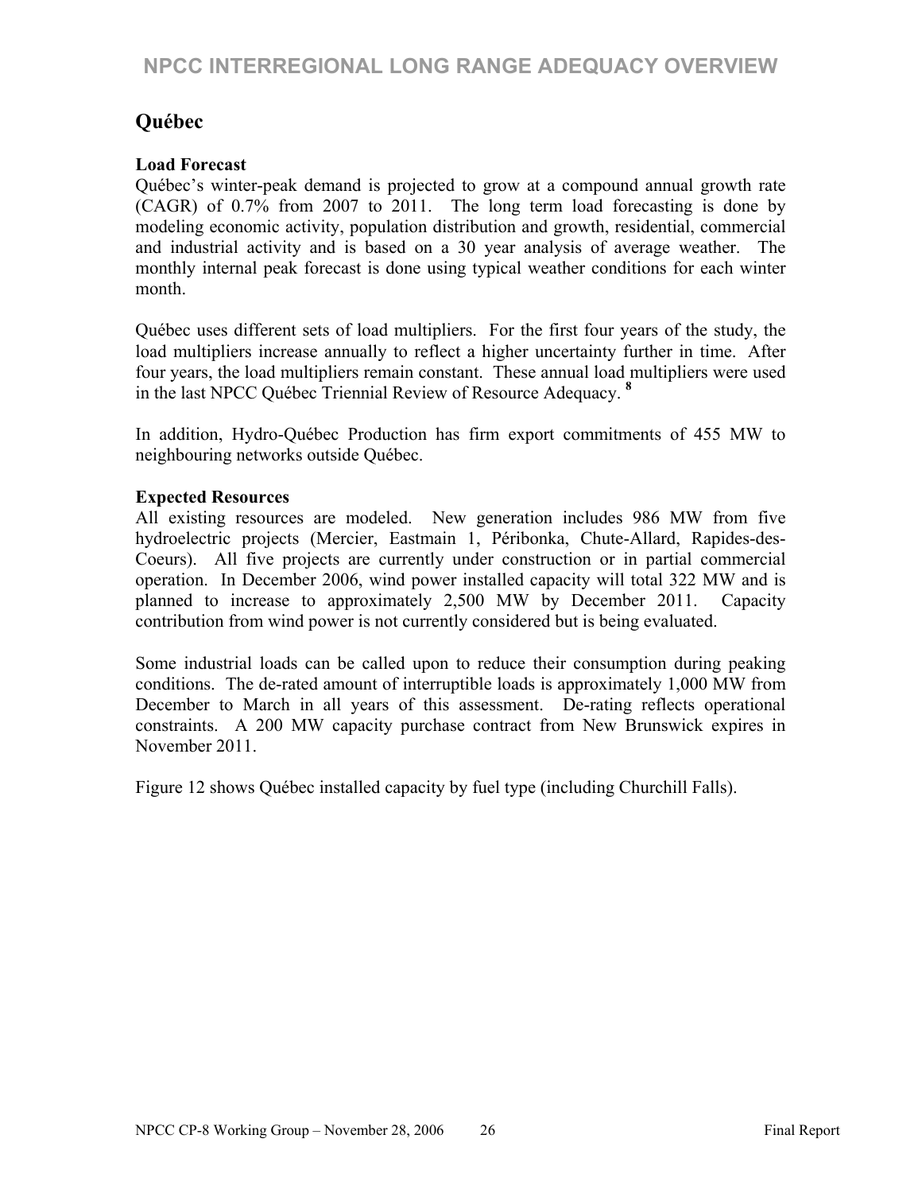## Québec

**Load Forecast**

Québec's winter-peak demand is projected to grow at a compound annual growth rate (CAGR) of 0.7% from 2007 to 2011. The long term load forecasting is done by modeling economic activity, population distribution and growth, residential, commercial and industrial activity and is based on a 30 year analysis of average weather. The monthly internal peak forecast is done using typical weather conditions for each winter month.

Québec uses different sets of load multipliers. For the first four years of the study, the load multipliers increase annually to reflect a higher uncertainty further in time. After four years, the load multipliers remain constant. These annual load multipliers were used in the last NPCC Québec Triennial Review of Resource Adequacy. [8]

In addition, Hydro-Québec Production has firm export commitments of 455 MW to neighbouring networks outside Québec.

**Expected Resources**

All existing resources are modeled. New generation includes 986 MW from five hydroelectric projects (Mercier, Eastmain 1, Péribonka, Chute-Allard, Rapides-des-Coeurs). All five projects are currently under construction or in partial commercial operation. In December 2006, wind power installed capacity will total 322 MW and is planned to increase to approximately 2,500 MW by December 2011. Capacity contribution from wind power is not currently considered but is being evaluated.

Some industrial loads can be called upon to reduce their consumption during peaking conditions. The de-rated amount of interruptible loads is approximately 1,000 MW from December to March in all years of this assessment. De-rating reflects operational constraints. A 200 MW capacity purchase contract from New Brunswick expires in November 2011.

Figure 12 shows Québec installed capacity by fuel type (including Churchill Falls).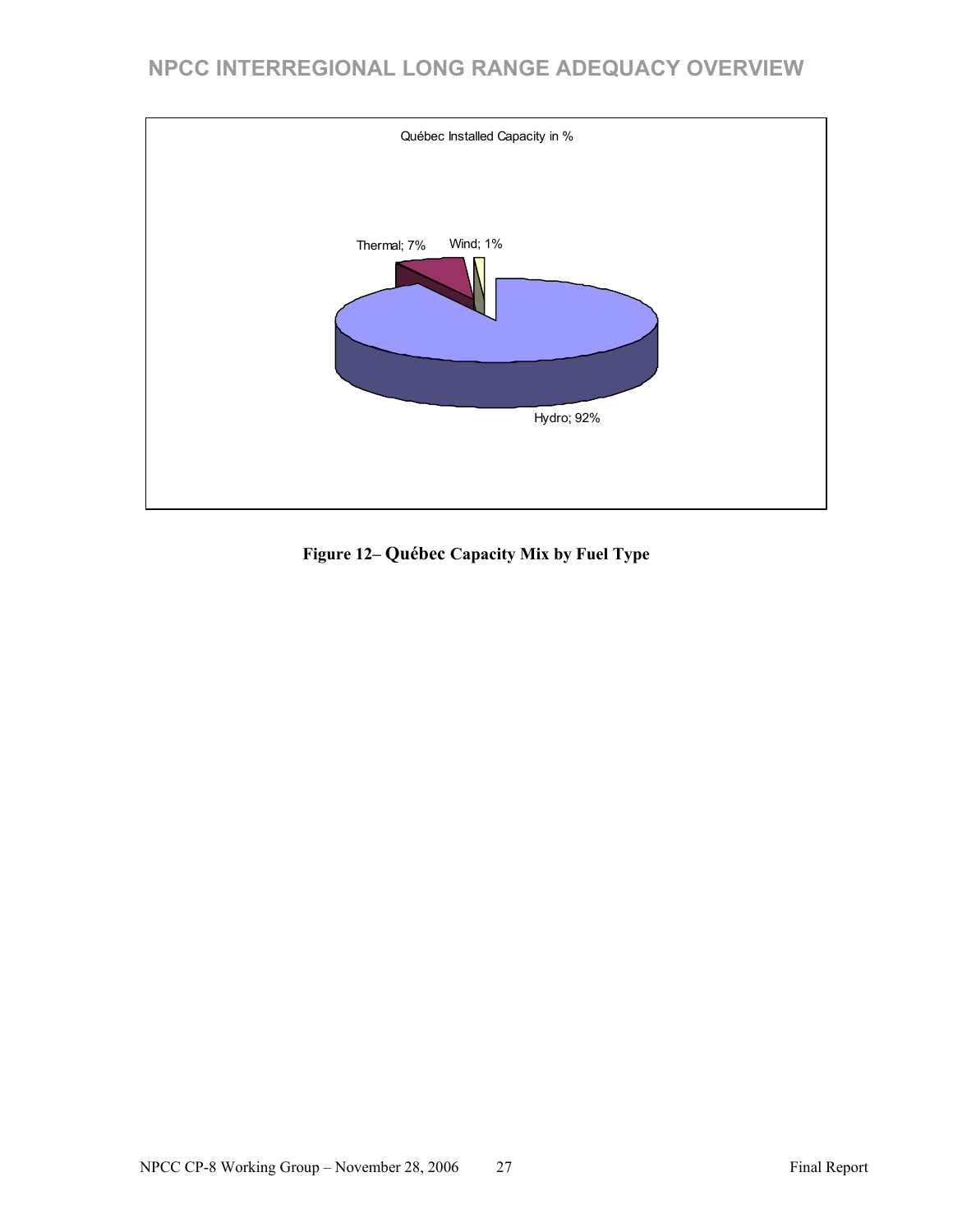Québec Installed Capacity in %

Thermal; 7%

Wind; 1%

Hydro; 92%

**Figure 12– Québec Capacity Mix by Fuel Type**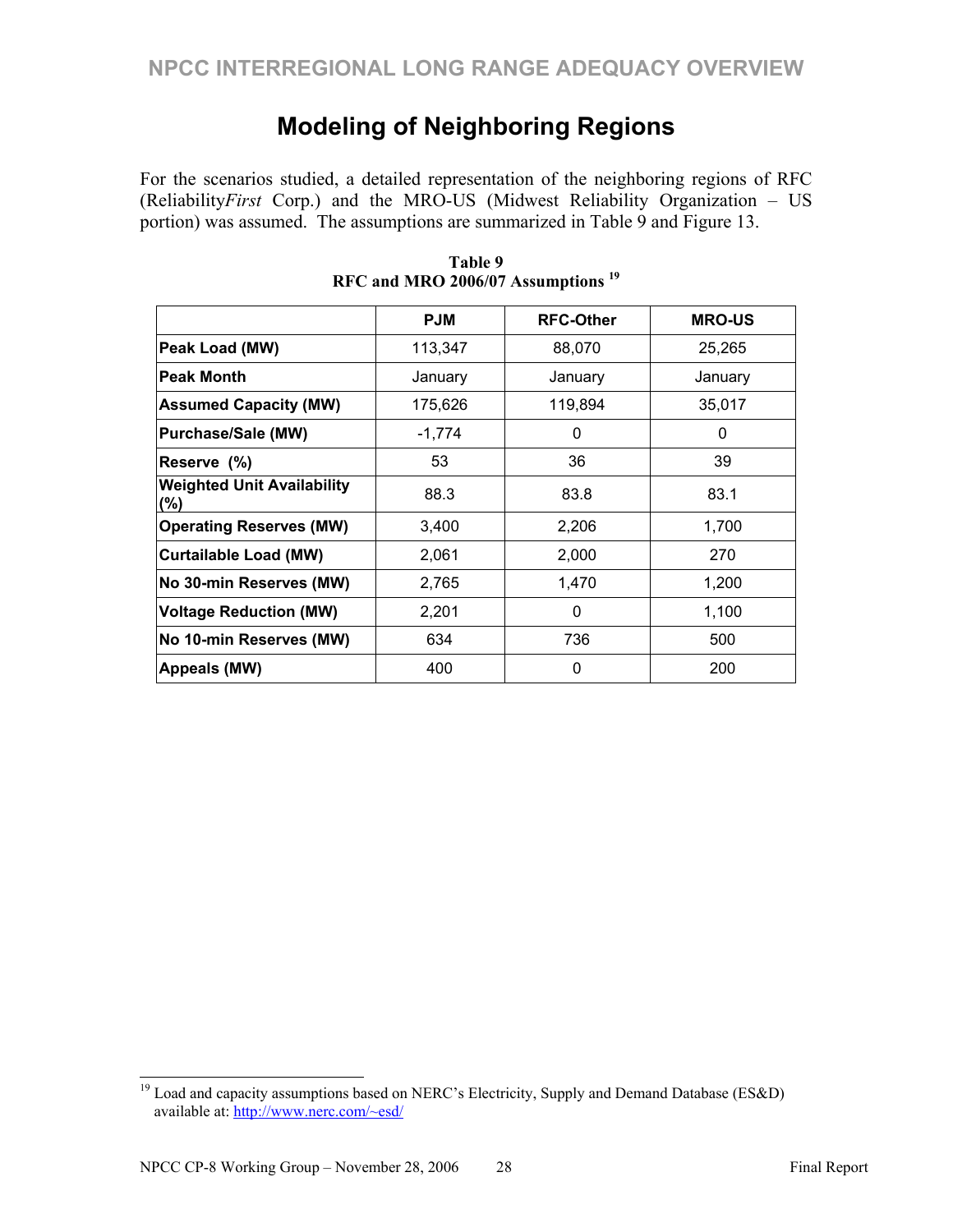# Modeling of Neighboring Regions

For the scenarios studied, a detailed representation of the neighboring regions of RFC (Reliability*First* Corp.) and the MRO-US (Midwest Reliability Organization – US portion) was assumed. The assumptions are summarized in Table 9 and Figure 13.

**Table 9**
**RFC and MRO 2006/07 Assumptions** [19]

| | PJM | RFC-Other | MRO-US |
|---|---|---|---|
| **Peak Load (MW)** | 113,347 | 88,070 | 25,265 |
| **Peak Month** | January | January | January |
| **Assumed Capacity (MW)** | 175,626 | 119,894 | 35,017 |
| **Purchase/Sale (MW)** | -1,774 | 0 | 0 |
| **Reserve (%)** | 53 | 36 | 39 |
| **Weighted Unit Availability (%)** | 88.3 | 83.8 | 83.1 |
| **Operating Reserves (MW)** | 3,400 | 2,206 | 1,700 |
| **Curtailable Load (MW)** | 2,061 | 2,000 | 270 |
| **No 30-min Reserves (MW)** | 2,765 | 1,470 | 1,200 |
| **Voltage Reduction (MW)** | 2,201 | 0 | 1,100 |
| **No 10-min Reserves (MW)** | 634 | 736 | 500 |
| **Appeals (MW)** | 400 | 0 | 200 |

[19] Load and capacity assumptions based on NERC's Electricity, Supply and Demand Database (ES&D) available at: http://www.nerc.com/~esd/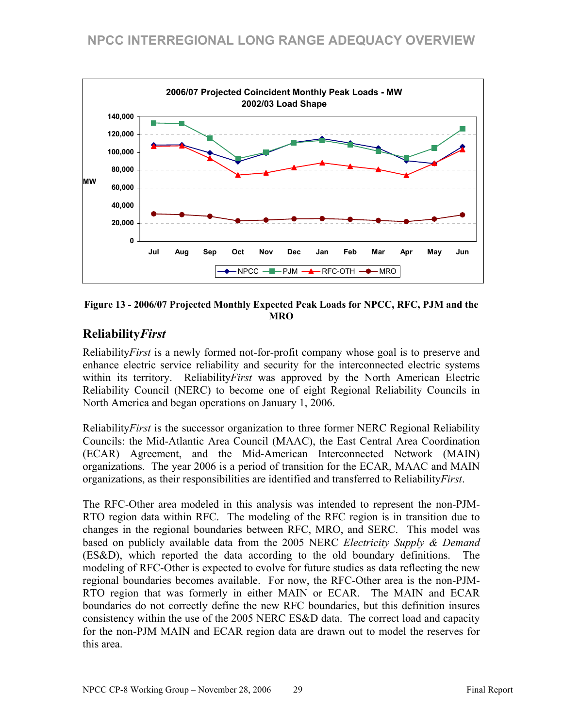**Figure 13 - 2006/07 Projected Monthly Expected Peak Loads for NPCC, RFC, PJM and the MRO**

## Reliability*First*

Reliability*First* is a newly formed not-for-profit company whose goal is to preserve and enhance electric service reliability and security for the interconnected electric systems within its territory. Reliability*First* was approved by the North American Electric Reliability Council (NERC) to become one of eight Regional Reliability Councils in North America and began operations on January 1, 2006.

Reliability*First* is the successor organization to three former NERC Regional Reliability Councils: the Mid-Atlantic Area Council (MAAC), the East Central Area Coordination (ECAR) Agreement, and the Mid-American Interconnected Network (MAIN) organizations. The year 2006 is a period of transition for the ECAR, MAAC and MAIN organizations, as their responsibilities are identified and transferred to Reliability*First*.

The RFC-Other area modeled in this analysis was intended to represent the non-PJM-RTO region data within RFC. The modeling of the RFC region is in transition due to changes in the regional boundaries between RFC, MRO, and SERC. This model was based on publicly available data from the 2005 NERC *Electricity Supply & Demand* (ES&D), which reported the data according to the old boundary definitions. The modeling of RFC-Other is expected to evolve for future studies as data reflecting the new regional boundaries becomes available. For now, the RFC-Other area is the non-PJM-RTO region that was formerly in either MAIN or ECAR. The MAIN and ECAR boundaries do not correctly define the new RFC boundaries, but this definition insures consistency within the use of the 2005 NERC ES&D data. The correct load and capacity for the non-PJM MAIN and ECAR region data are drawn out to model the reserves for this area.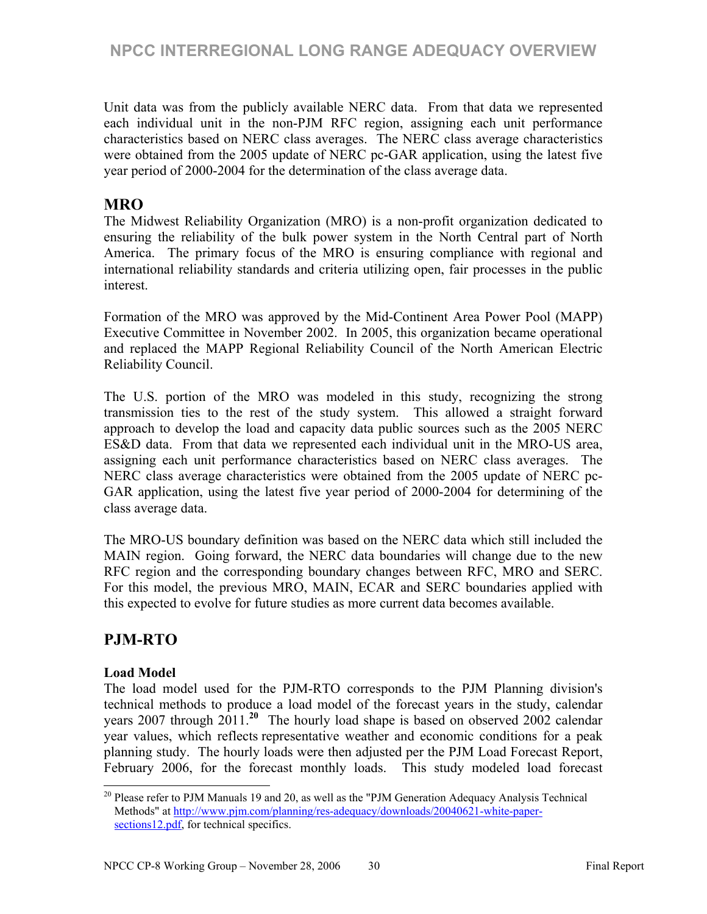Unit data was from the publicly available NERC data. From that data we represented each individual unit in the non-PJM RFC region, assigning each unit performance characteristics based on NERC class averages. The NERC class average characteristics were obtained from the 2005 update of NERC pc-GAR application, using the latest five year period of 2000-2004 for the determination of the class average data.

## MRO

The Midwest Reliability Organization (MRO) is a non-profit organization dedicated to ensuring the reliability of the bulk power system in the North Central part of North America. The primary focus of the MRO is ensuring compliance with regional and international reliability standards and criteria utilizing open, fair processes in the public interest.

Formation of the MRO was approved by the Mid-Continent Area Power Pool (MAPP) Executive Committee in November 2002. In 2005, this organization became operational and replaced the MAPP Regional Reliability Council of the North American Electric Reliability Council.

The U.S. portion of the MRO was modeled in this study, recognizing the strong transmission ties to the rest of the study system. This allowed a straight forward approach to develop the load and capacity data public sources such as the 2005 NERC ES&D data. From that data we represented each individual unit in the MRO-US area, assigning each unit performance characteristics based on NERC class averages. The NERC class average characteristics were obtained from the 2005 update of NERC pc-GAR application, using the latest five year period of 2000-2004 for determining of the class average data.

The MRO-US boundary definition was based on the NERC data which still included the MAIN region. Going forward, the NERC data boundaries will change due to the new RFC region and the corresponding boundary changes between RFC, MRO and SERC. For this model, the previous MRO, MAIN, ECAR and SERC boundaries applied with this expected to evolve for future studies as more current data becomes available.

## PJM-RTO

### Load Model

The load model used for the PJM-RTO corresponds to the PJM Planning division's technical methods to produce a load model of the forecast years in the study, calendar years 2007 through 2011.[20] The hourly load shape is based on observed 2002 calendar year values, which reflects representative weather and economic conditions for a peak planning study. The hourly loads were then adjusted per the PJM Load Forecast Report, February 2006, for the forecast monthly loads. This study modeled load forecast

[20] Please refer to PJM Manuals 19 and 20, as well as the "PJM Generation Adequacy Analysis Technical Methods" at http://www.pjm.com/planning/res-adequacy/downloads/20040621-white-paper-sections12.pdf, for technical specifics.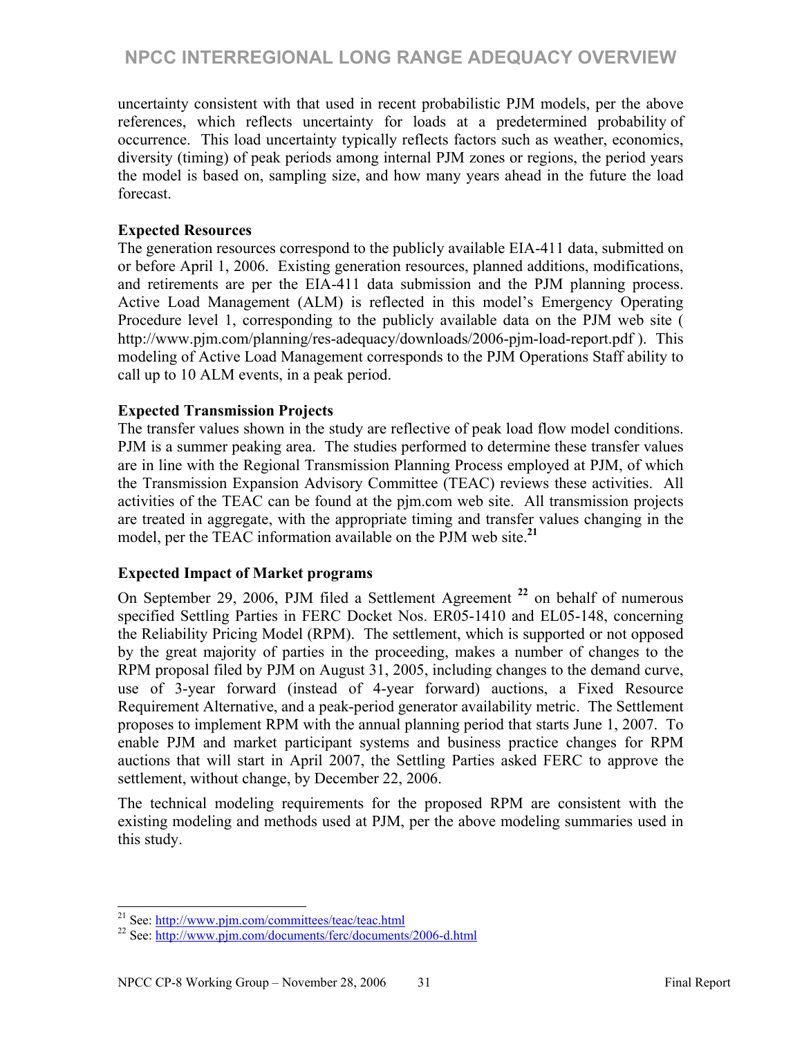uncertainty consistent with that used in recent probabilistic PJM models, per the above references, which reflects uncertainty for loads at a predetermined probability of occurrence. This load uncertainty typically reflects factors such as weather, economics, diversity (timing) of peak periods among internal PJM zones or regions, the period years the model is based on, sampling size, and how many years ahead in the future the load forecast.

**Expected Resources**

The generation resources correspond to the publicly available EIA-411 data, submitted on or before April 1, 2006. Existing generation resources, planned additions, modifications, and retirements are per the EIA-411 data submission and the PJM planning process. Active Load Management (ALM) is reflected in this model's Emergency Operating Procedure level 1, corresponding to the publicly available data on the PJM web site ( http://www.pjm.com/planning/res-adequacy/downloads/2006-pjm-load-report.pdf ). This modeling of Active Load Management corresponds to the PJM Operations Staff ability to call up to 10 ALM events, in a peak period.

**Expected Transmission Projects**

The transfer values shown in the study are reflective of peak load flow model conditions. PJM is a summer peaking area. The studies performed to determine these transfer values are in line with the Regional Transmission Planning Process employed at PJM, of which the Transmission Expansion Advisory Committee (TEAC) reviews these activities. All activities of the TEAC can be found at the pjm.com web site. All transmission projects are treated in aggregate, with the appropriate timing and transfer values changing in the model, per the TEAC information available on the PJM web site.[21]

**Expected Impact of Market programs**

On September 29, 2006, PJM filed a Settlement Agreement [22] on behalf of numerous specified Settling Parties in FERC Docket Nos. ER05-1410 and EL05-148, concerning the Reliability Pricing Model (RPM). The settlement, which is supported or not opposed by the great majority of parties in the proceeding, makes a number of changes to the RPM proposal filed by PJM on August 31, 2005, including changes to the demand curve, use of 3-year forward (instead of 4-year forward) auctions, a Fixed Resource Requirement Alternative, and a peak-period generator availability metric. The Settlement proposes to implement RPM with the annual planning period that starts June 1, 2007. To enable PJM and market participant systems and business practice changes for RPM auctions that will start in April 2007, the Settling Parties asked FERC to approve the settlement, without change, by December 22, 2006.

The technical modeling requirements for the proposed RPM are consistent with the existing modeling and methods used at PJM, per the above modeling summaries used in this study.

---

[21] See: http://www.pjm.com/committees/teac/teac.html

[22] See: http://www.pjm.com/documents/ferc/documents/2006-d.html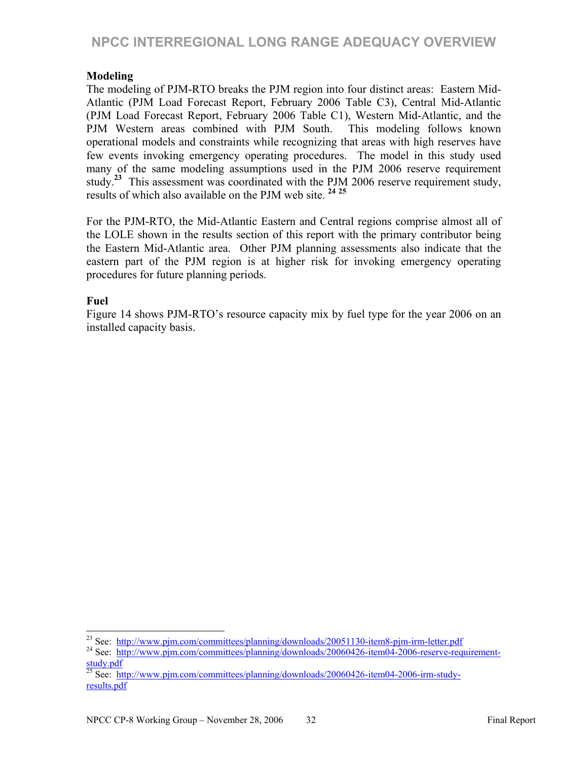### Modeling

The modeling of PJM-RTO breaks the PJM region into four distinct areas: Eastern Mid-Atlantic (PJM Load Forecast Report, February 2006 Table C3), Central Mid-Atlantic (PJM Load Forecast Report, February 2006 Table C1), Western Mid-Atlantic, and the PJM Western areas combined with PJM South. This modeling follows known operational models and constraints while recognizing that areas with high reserves have few events invoking emergency operating procedures. The model in this study used many of the same modeling assumptions used in the PJM 2006 reserve requirement study.[23] This assessment was coordinated with the PJM 2006 reserve requirement study, results of which also available on the PJM web site. [24] [25]

For the PJM-RTO, the Mid-Atlantic Eastern and Central regions comprise almost all of the LOLE shown in the results section of this report with the primary contributor being the Eastern Mid-Atlantic area. Other PJM planning assessments also indicate that the eastern part of the PJM region is at higher risk for invoking emergency operating procedures for future planning periods.

### Fuel

Figure 14 shows PJM-RTO's resource capacity mix by fuel type for the year 2006 on an installed capacity basis.

---

[23] See: http://www.pjm.com/committees/planning/downloads/20051130-item8-pjm-irm-letter.pdf

[24] See: http://www.pjm.com/committees/planning/downloads/20060426-item04-2006-reserve-requirement-study.pdf

[25] See: http://www.pjm.com/committees/planning/downloads/20060426-item04-2006-irm-study-results.pdf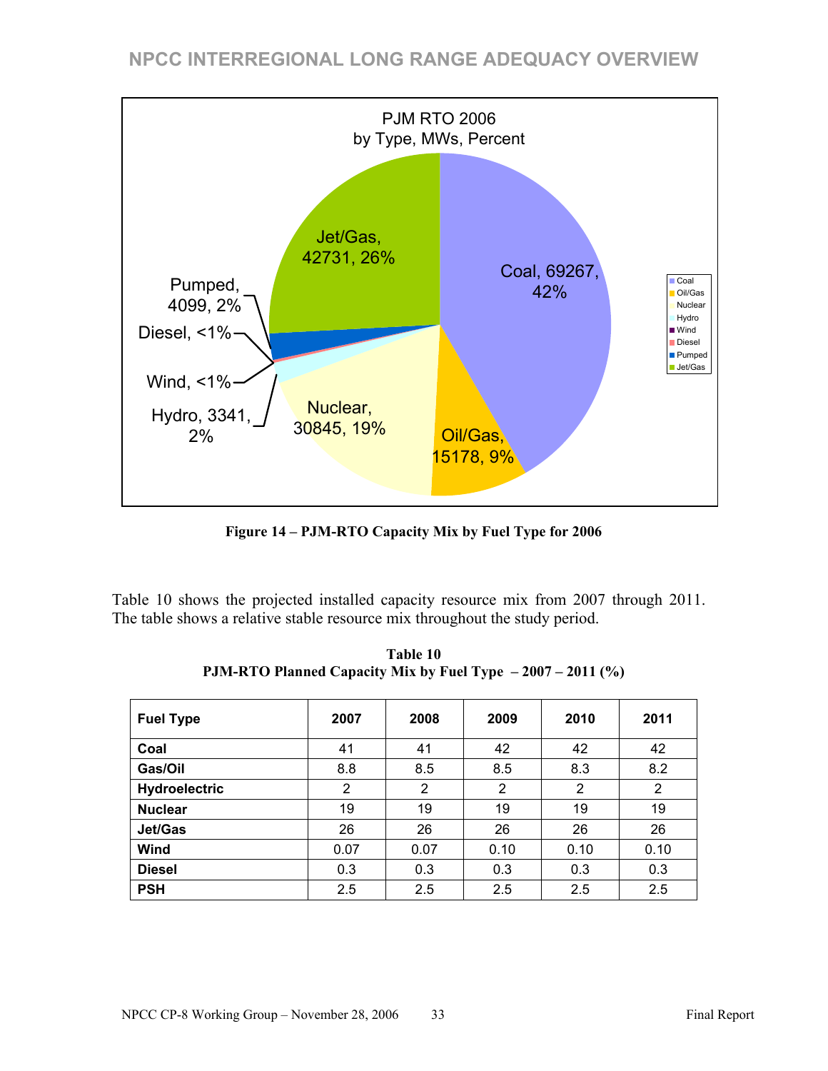**Figure 14 – PJM-RTO Capacity Mix by Fuel Type for 2006**

Table 10 shows the projected installed capacity resource mix from 2007 through 2011. The table shows a relative stable resource mix throughout the study period.

**Table 10**
**PJM-RTO Planned Capacity Mix by Fuel Type – 2007 – 2011 (%)**

| Fuel Type | 2007 | 2008 | 2009 | 2010 | 2011 |
|---|---|---|---|---|---|
| **Coal** | 41 | 41 | 42 | 42 | 42 |
| **Gas/Oil** | 8.8 | 8.5 | 8.5 | 8.3 | 8.2 |
| **Hydroelectric** | 2 | 2 | 2 | 2 | 2 |
| **Nuclear** | 19 | 19 | 19 | 19 | 19 |
| **Jet/Gas** | 26 | 26 | 26 | 26 | 26 |
| **Wind** | 0.07 | 0.07 | 0.10 | 0.10 | 0.10 |
| **Diesel** | 0.3 | 0.3 | 0.3 | 0.3 | 0.3 |
| **PSH** | 2.5 | 2.5 | 2.5 | 2.5 | 2.5 |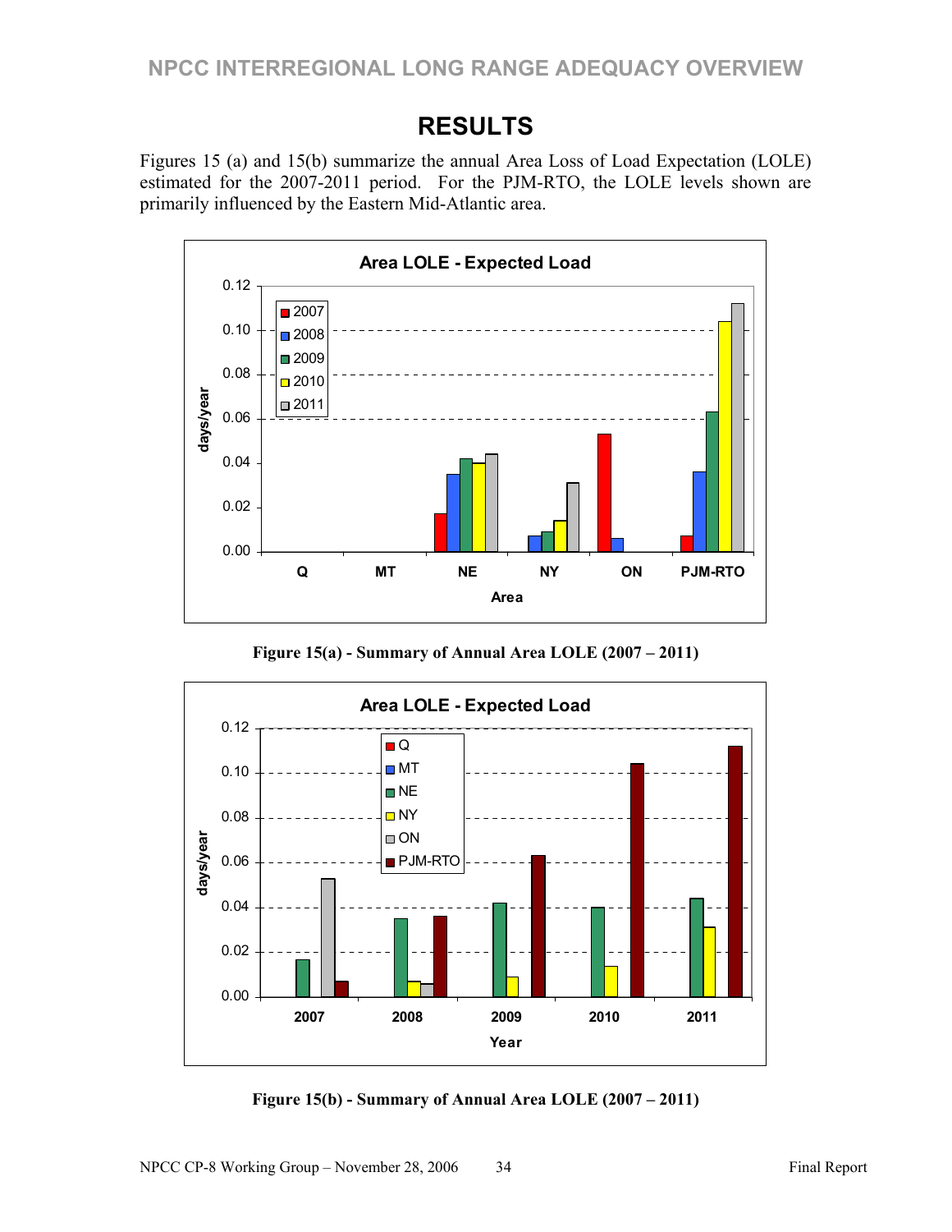# RESULTS

Figures 15 (a) and 15(b) summarize the annual Area Loss of Load Expectation (LOLE) estimated for the 2007-2011 period. For the PJM-RTO, the LOLE levels shown are primarily influenced by the Eastern Mid-Atlantic area.

**Figure 15(a) - Summary of Annual Area LOLE (2007 – 2011)**

**Figure 15(b) - Summary of Annual Area LOLE (2007 – 2011)**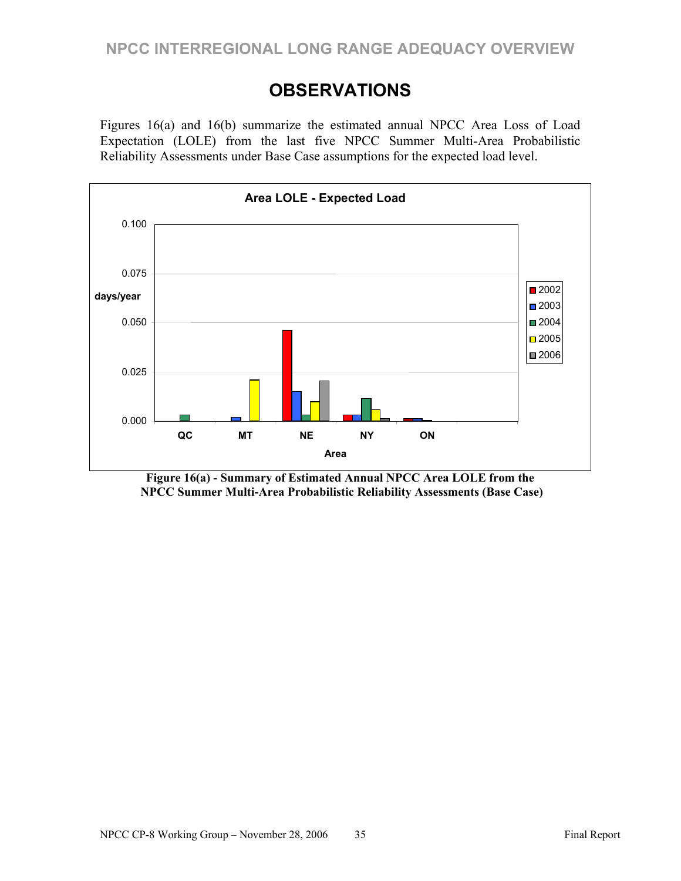# OBSERVATIONS

Figures 16(a) and 16(b) summarize the estimated annual NPCC Area Loss of Load Expectation (LOLE) from the last five NPCC Summer Multi-Area Probabilistic Reliability Assessments under Base Case assumptions for the expected load level.

**Figure 16(a) - Summary of Estimated Annual NPCC Area LOLE from the NPCC Summer Multi-Area Probabilistic Reliability Assessments (Base Case)**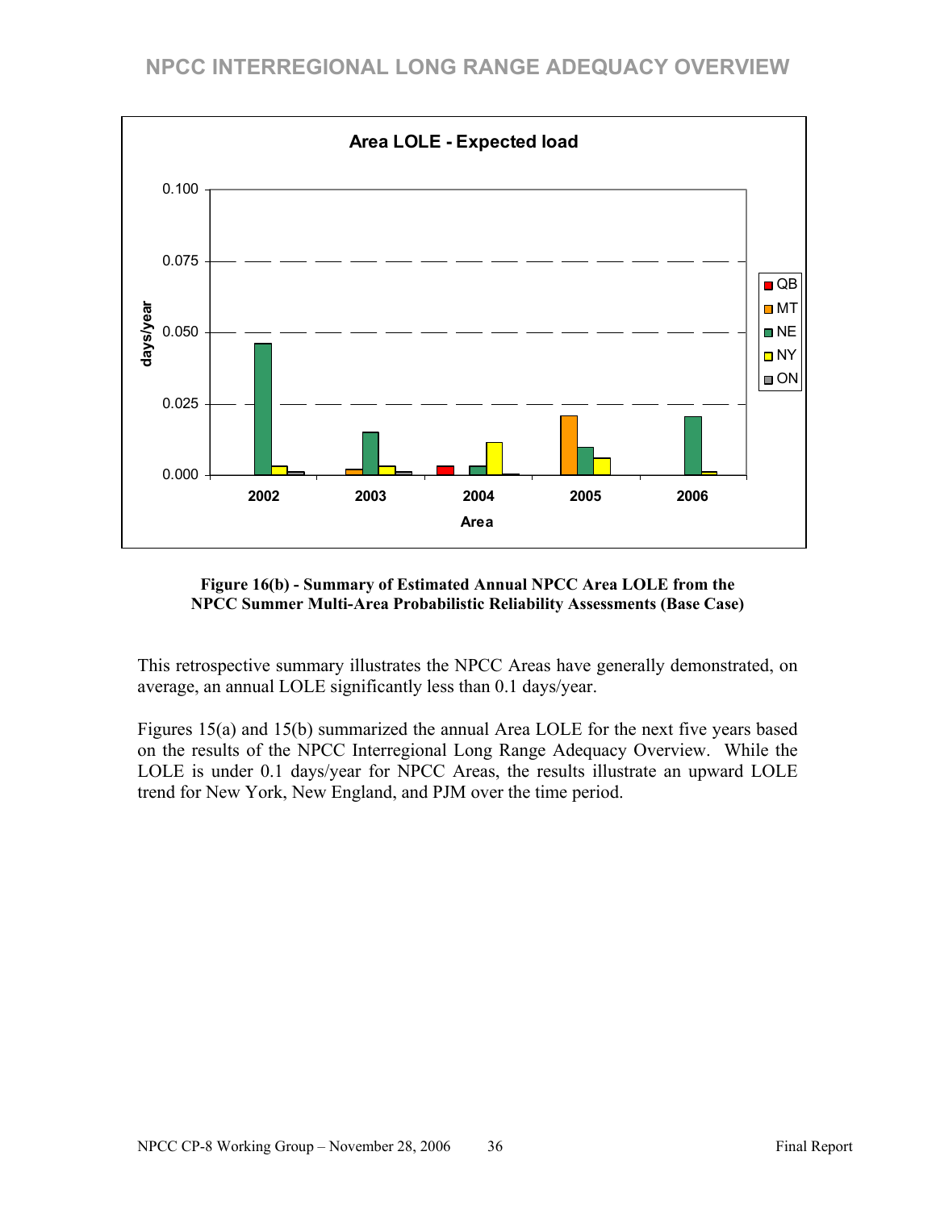**Figure 16(b) - Summary of Estimated Annual NPCC Area LOLE from the NPCC Summer Multi-Area Probabilistic Reliability Assessments (Base Case)**

This retrospective summary illustrates the NPCC Areas have generally demonstrated, on average, an annual LOLE significantly less than 0.1 days/year.

Figures 15(a) and 15(b) summarized the annual Area LOLE for the next five years based on the results of the NPCC Interregional Long Range Adequacy Overview. While the LOLE is under 0.1 days/year for NPCC Areas, the results illustrate an upward LOLE trend for New York, New England, and PJM over the time period.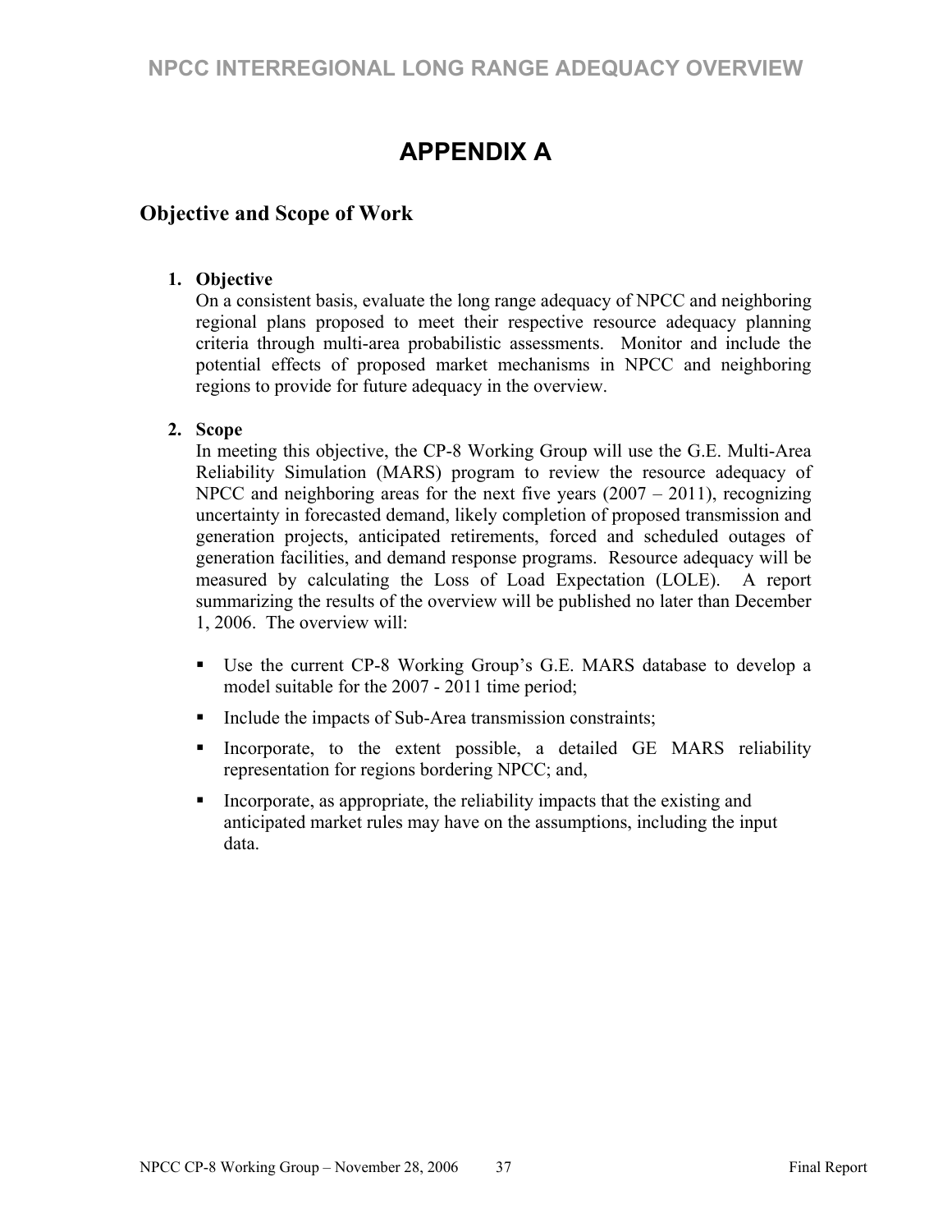# APPENDIX A

## Objective and Scope of Work

1. **Objective**
   On a consistent basis, evaluate the long range adequacy of NPCC and neighboring regional plans proposed to meet their respective resource adequacy planning criteria through multi-area probabilistic assessments. Monitor and include the potential effects of proposed market mechanisms in NPCC and neighboring regions to provide for future adequacy in the overview.

2. **Scope**
   In meeting this objective, the CP-8 Working Group will use the G.E. Multi-Area Reliability Simulation (MARS) program to review the resource adequacy of NPCC and neighboring areas for the next five years (2007 – 2011), recognizing uncertainty in forecasted demand, likely completion of proposed transmission and generation projects, anticipated retirements, forced and scheduled outages of generation facilities, and demand response programs. Resource adequacy will be measured by calculating the Loss of Load Expectation (LOLE). A report summarizing the results of the overview will be published no later than December 1, 2006. The overview will:

   - Use the current CP-8 Working Group's G.E. MARS database to develop a model suitable for the 2007 - 2011 time period;
   - Include the impacts of Sub-Area transmission constraints;
   - Incorporate, to the extent possible, a detailed GE MARS reliability representation for regions bordering NPCC; and,
   - Incorporate, as appropriate, the reliability impacts that the existing and anticipated market rules may have on the assumptions, including the input data.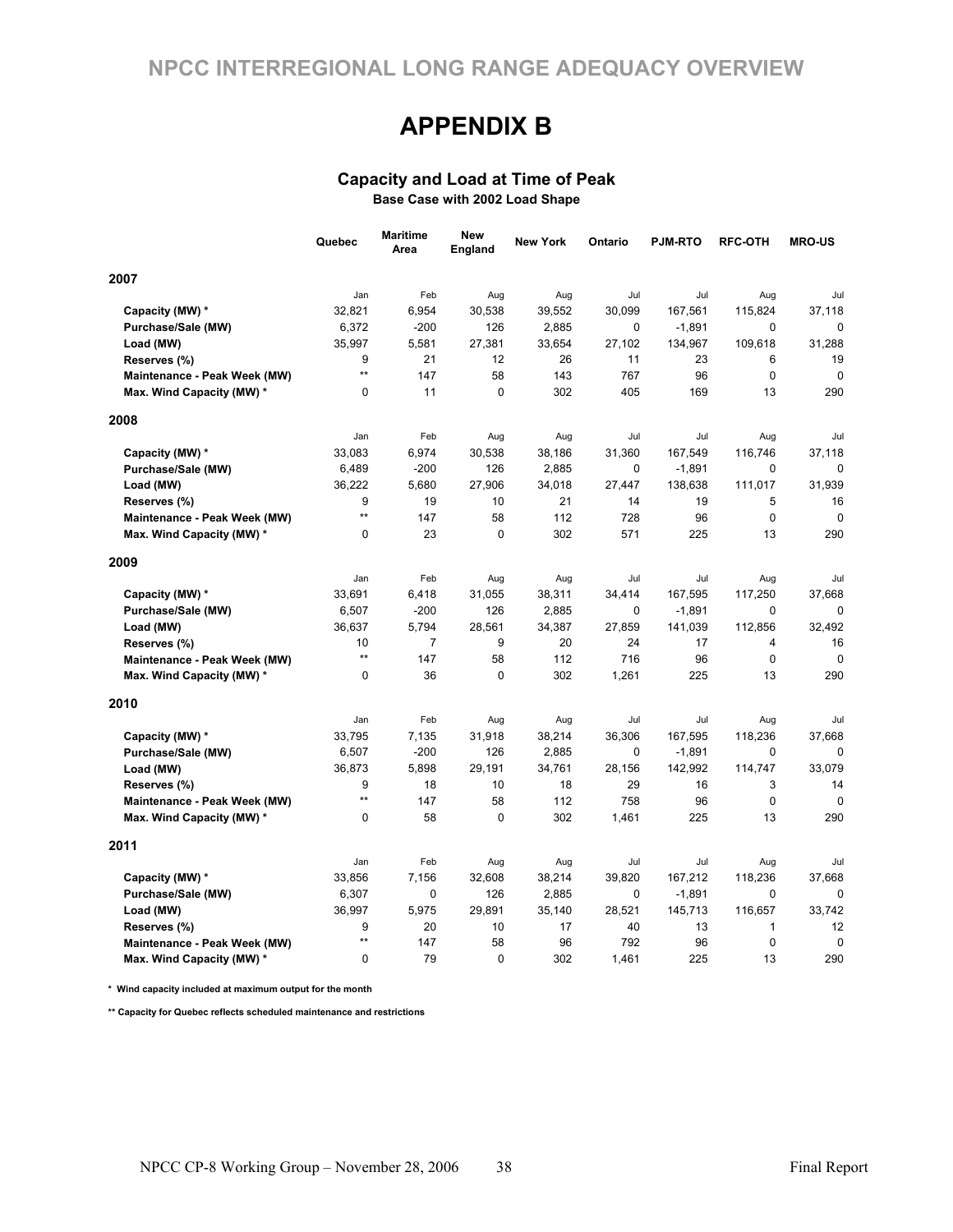# APPENDIX B

### Capacity and Load at Time of Peak

**Base Case with 2002 Load Shape**

| | Quebec | Maritime Area | New England | New York | Ontario | PJM-RTO | RFC-OTH | MRO-US |
|---|---|---|---|---|---|---|---|---|
| **2007** | | | | | | | | |
| | Jan | Feb | Aug | Aug | Jul | Jul | Aug | Jul |
| **Capacity (MW) *** | 32,821 | 6,954 | 30,538 | 39,552 | 30,099 | 167,561 | 115,824 | 37,118 |
| **Purchase/Sale (MW)** | 6,372 | -200 | 126 | 2,885 | 0 | -1,891 | 0 | 0 |
| **Load (MW)** | 35,997 | 5,581 | 27,381 | 33,654 | 27,102 | 134,967 | 109,618 | 31,288 |
| **Reserves (%)** | 9 | 21 | 12 | 26 | 11 | 23 | 6 | 19 |
| **Maintenance - Peak Week (MW)** | ** | 147 | 58 | 143 | 767 | 96 | 0 | 0 |
| **Max. Wind Capacity (MW) *** | 0 | 11 | 0 | 302 | 405 | 169 | 13 | 290 |
| **2008** | | | | | | | | |
| | Jan | Feb | Aug | Aug | Jul | Jul | Aug | Jul |
| **Capacity (MW) *** | 33,083 | 6,974 | 30,538 | 38,186 | 31,360 | 167,549 | 116,746 | 37,118 |
| **Purchase/Sale (MW)** | 6,489 | -200 | 126 | 2,885 | 0 | -1,891 | 0 | 0 |
| **Load (MW)** | 36,222 | 5,680 | 27,906 | 34,018 | 27,447 | 138,638 | 111,017 | 31,939 |
| **Reserves (%)** | 9 | 19 | 10 | 21 | 14 | 19 | 5 | 16 |
| **Maintenance - Peak Week (MW)** | ** | 147 | 58 | 112 | 728 | 96 | 0 | 0 |
| **Max. Wind Capacity (MW) *** | 0 | 23 | 0 | 302 | 571 | 225 | 13 | 290 |
| **2009** | | | | | | | | |
| | Jan | Feb | Aug | Aug | Jul | Jul | Aug | Jul |
| **Capacity (MW) *** | 33,691 | 6,418 | 31,055 | 38,311 | 34,414 | 167,595 | 117,250 | 37,668 |
| **Purchase/Sale (MW)** | 6,507 | -200 | 126 | 2,885 | 0 | -1,891 | 0 | 0 |
| **Load (MW)** | 36,637 | 5,794 | 28,561 | 34,387 | 27,859 | 141,039 | 112,856 | 32,492 |
| **Reserves (%)** | 10 | 7 | 9 | 20 | 24 | 17 | 4 | 16 |
| **Maintenance - Peak Week (MW)** | ** | 147 | 58 | 112 | 716 | 96 | 0 | 0 |
| **Max. Wind Capacity (MW) *** | 0 | 36 | 0 | 302 | 1,261 | 225 | 13 | 290 |
| **2010** | | | | | | | | |
| | Jan | Feb | Aug | Aug | Jul | Jul | Aug | Jul |
| **Capacity (MW) *** | 33,795 | 7,135 | 31,918 | 38,214 | 36,306 | 167,595 | 118,236 | 37,668 |
| **Purchase/Sale (MW)** | 6,507 | -200 | 126 | 2,885 | 0 | -1,891 | 0 | 0 |
| **Load (MW)** | 36,873 | 5,898 | 29,191 | 34,761 | 28,156 | 142,992 | 114,747 | 33,079 |
| **Reserves (%)** | 9 | 18 | 10 | 18 | 29 | 16 | 3 | 14 |
| **Maintenance - Peak Week (MW)** | ** | 147 | 58 | 112 | 758 | 96 | 0 | 0 |
| **Max. Wind Capacity (MW) *** | 0 | 58 | 0 | 302 | 1,461 | 225 | 13 | 290 |
| **2011** | | | | | | | | |
| | Jan | Feb | Aug | Aug | Jul | Jul | Aug | Jul |
| **Capacity (MW) *** | 33,856 | 7,156 | 32,608 | 38,214 | 39,820 | 167,212 | 118,236 | 37,668 |
| **Purchase/Sale (MW)** | 6,307 | 0 | 126 | 2,885 | 0 | -1,891 | 0 | 0 |
| **Load (MW)** | 36,997 | 5,975 | 29,891 | 35,140 | 28,521 | 145,713 | 116,657 | 33,742 |
| **Reserves (%)** | 9 | 20 | 10 | 17 | 40 | 13 | 1 | 12 |
| **Maintenance - Peak Week (MW)** | ** | 147 | 58 | 96 | 792 | 96 | 0 | 0 |
| **Max. Wind Capacity (MW) *** | 0 | 79 | 0 | 302 | 1,461 | 225 | 13 | 290 |

**\* Wind capacity included at maximum output for the month**

**\*\* Capacity for Quebec reflects scheduled maintenance and restrictions**